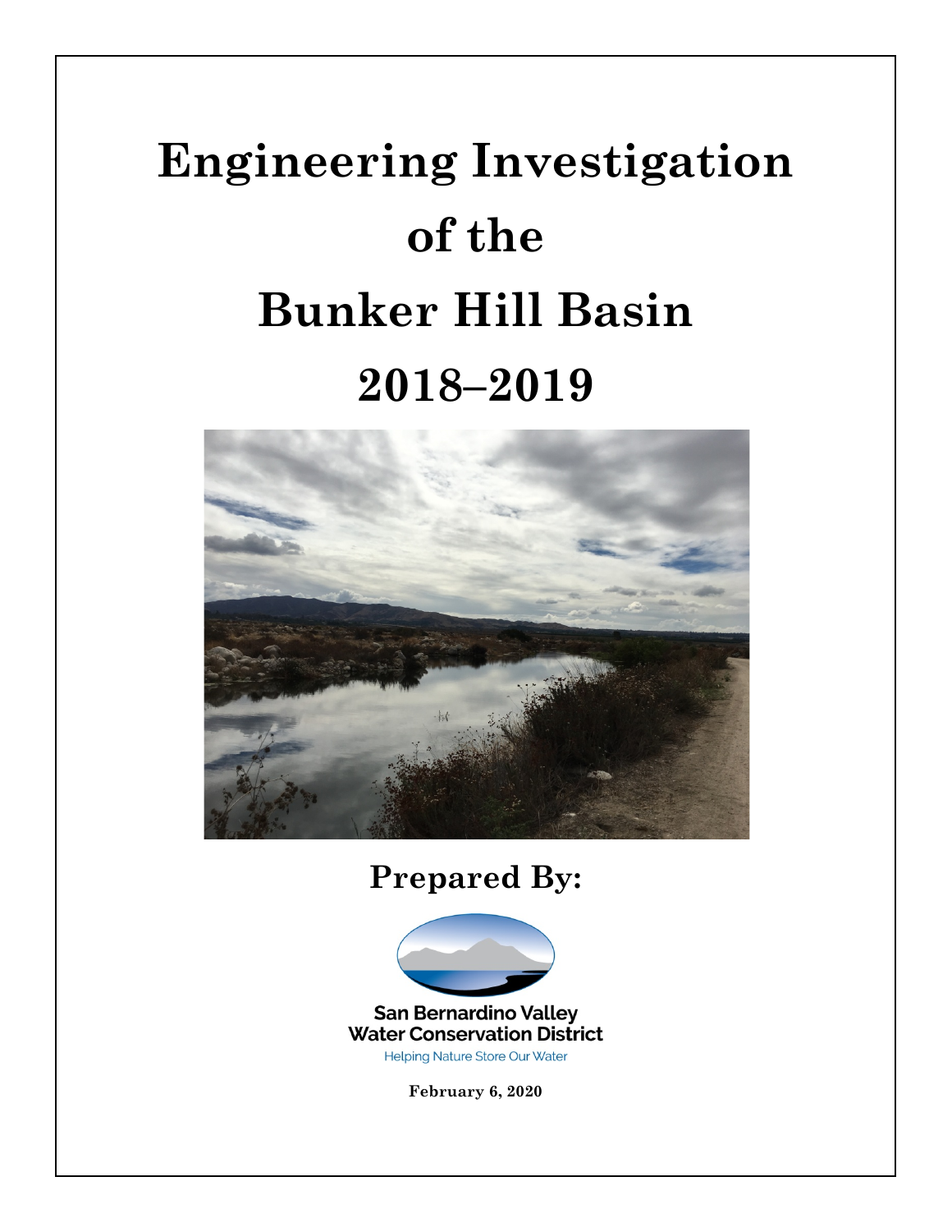# Engineering Investigation of the Bunker Hill Basin 2018–2019

**Prepared By:**

San Bernardino Valley Water Conservation District

Helping Nature Store Our Water

**February 6, 2020**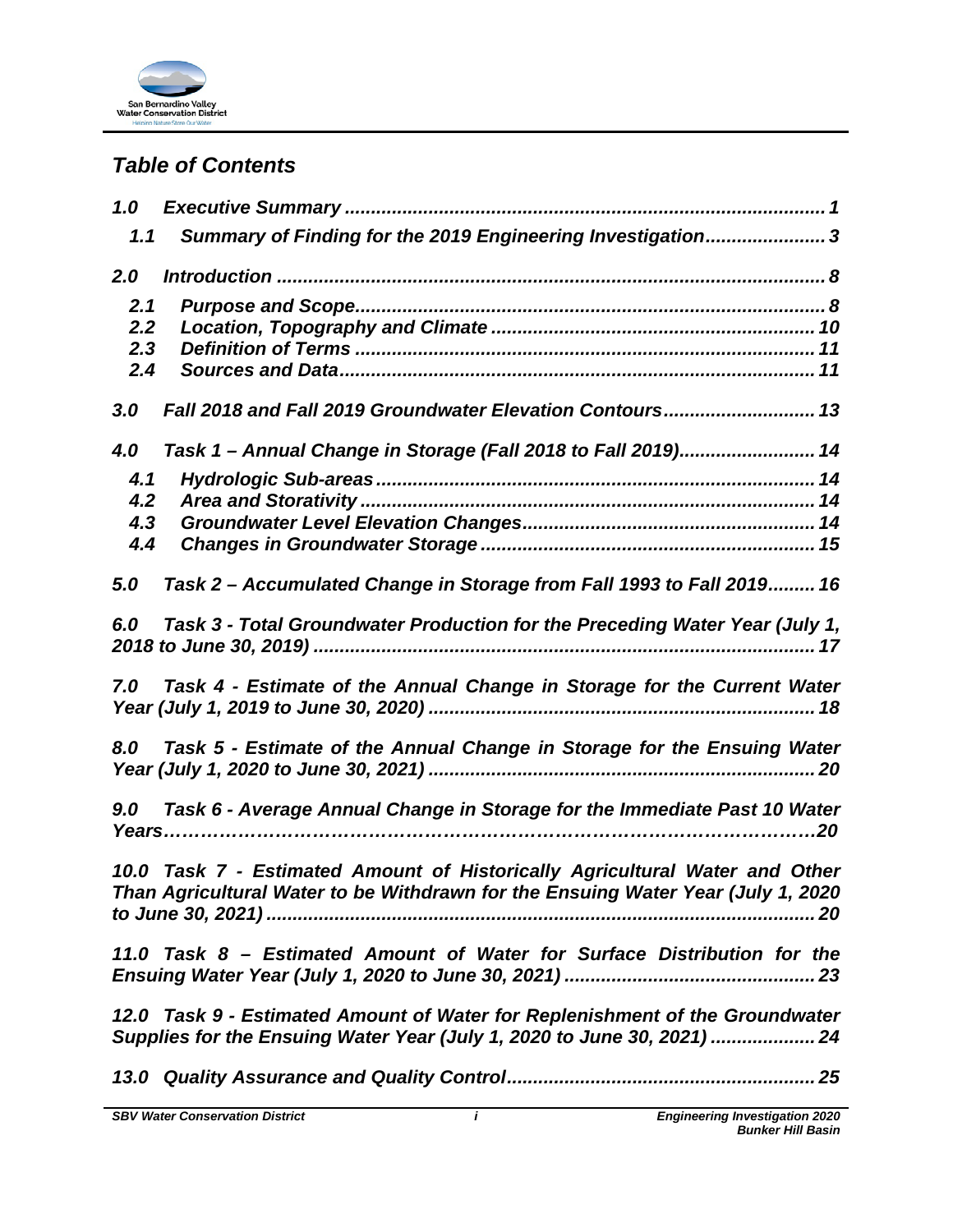## *Table of Contents*

*1.0 Executive Summary ........................................................................................ 1*

*1.1 Summary of Finding for the 2019 Engineering Investigation ...................... 3*

*2.0 Introduction ...................................................................................................... 8*

*2.1 Purpose and Scope ........................................................................................ 8*

*2.2 Location, Topography and Climate ............................................................ 10*

*2.3 Definition of Terms ..................................................................................... 11*

*2.4 Sources and Data ......................................................................................... 11*

*3.0 Fall 2018 and Fall 2019 Groundwater Elevation Contours ............................ 13*

*4.0 Task 1 – Annual Change in Storage (Fall 2018 to Fall 2019) ......................... 14*

*4.1 Hydrologic Sub-areas .................................................................................. 14*

*4.2 Area and Storativity ..................................................................................... 14*

*4.3 Groundwater Level Elevation Changes ....................................................... 14*

*4.4 Changes in Groundwater Storage ............................................................... 15*

*5.0 Task 2 – Accumulated Change in Storage from Fall 1993 to Fall 2019 ......... 16*

*6.0 Task 3 - Total Groundwater Production for the Preceding Water Year (July 1, 2018 to June 30, 2019) ............................................................................................. 17*

*7.0 Task 4 - Estimate of the Annual Change in Storage for the Current Water Year (July 1, 2019 to June 30, 2020) ......................................................................... 18*

*8.0 Task 5 - Estimate of the Annual Change in Storage for the Ensuing Water Year (July 1, 2020 to June 30, 2021) ......................................................................... 20*

*9.0 Task 6 - Average Annual Change in Storage for the Immediate Past 10 Water Years………………………………………………………………………………………20*

*10.0 Task 7 - Estimated Amount of Historically Agricultural Water and Other Than Agricultural Water to be Withdrawn for the Ensuing Water Year (July 1, 2020 to June 30, 2021) ......................................................................................................... 20*

*11.0 Task 8 – Estimated Amount of Water for Surface Distribution for the Ensuing Water Year (July 1, 2020 to June 30, 2021) ............................................... 23*

*12.0 Task 9 - Estimated Amount of Water for Replenishment of the Groundwater Supplies for the Ensuing Water Year (July 1, 2020 to June 30, 2021) .................... 24*

*13.0 Quality Assurance and Quality Control .......................................................... 25*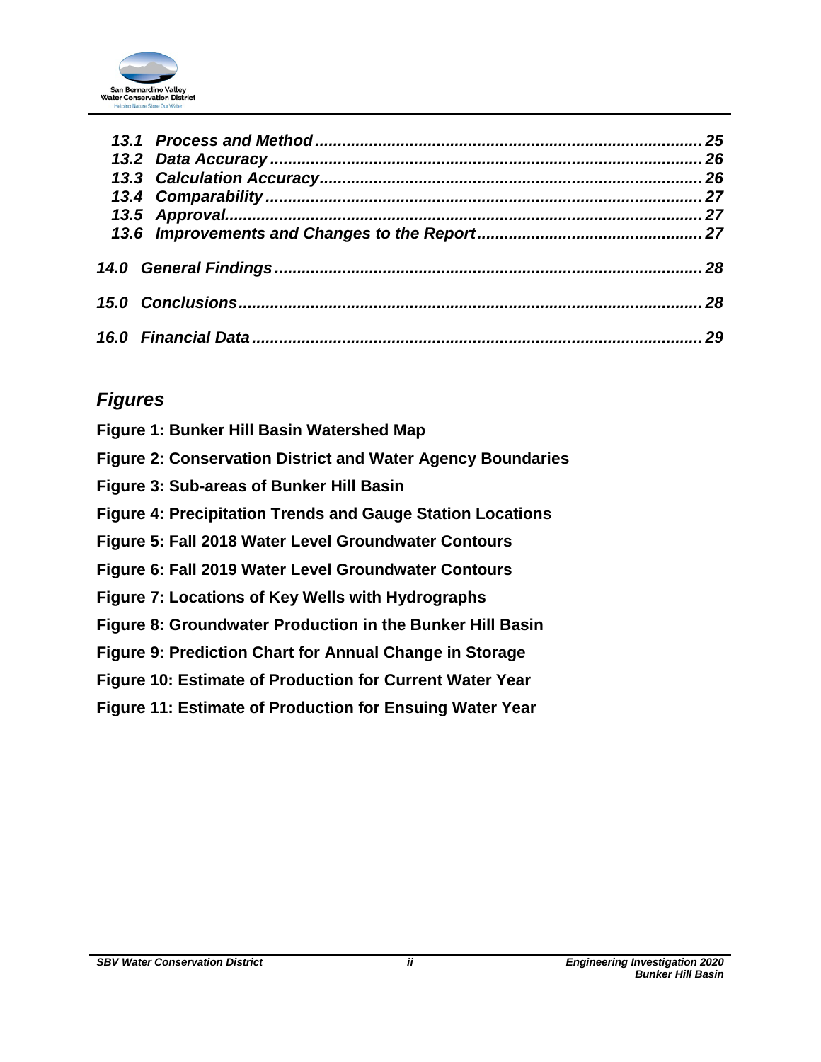*13.1 Process and Method* ..... *25*
*13.2 Data Accuracy* ..... *26*
*13.3 Calculation Accuracy* ..... *26*
*13.4 Comparability* ..... *27*
*13.5 Approval* ..... *27*
*13.6 Improvements and Changes to the Report* ..... *27*

***14.0 General Findings*** ..... ***28***

***15.0 Conclusions*** ..... ***28***

***16.0 Financial Data*** ..... ***29***

## *Figures*

**Figure 1: Bunker Hill Basin Watershed Map**

**Figure 2: Conservation District and Water Agency Boundaries**

**Figure 3: Sub-areas of Bunker Hill Basin**

**Figure 4: Precipitation Trends and Gauge Station Locations**

**Figure 5: Fall 2018 Water Level Groundwater Contours**

**Figure 6: Fall 2019 Water Level Groundwater Contours**

**Figure 7: Locations of Key Wells with Hydrographs**

**Figure 8: Groundwater Production in the Bunker Hill Basin**

**Figure 9: Prediction Chart for Annual Change in Storage**

**Figure 10: Estimate of Production for Current Water Year**

**Figure 11: Estimate of Production for Ensuing Water Year**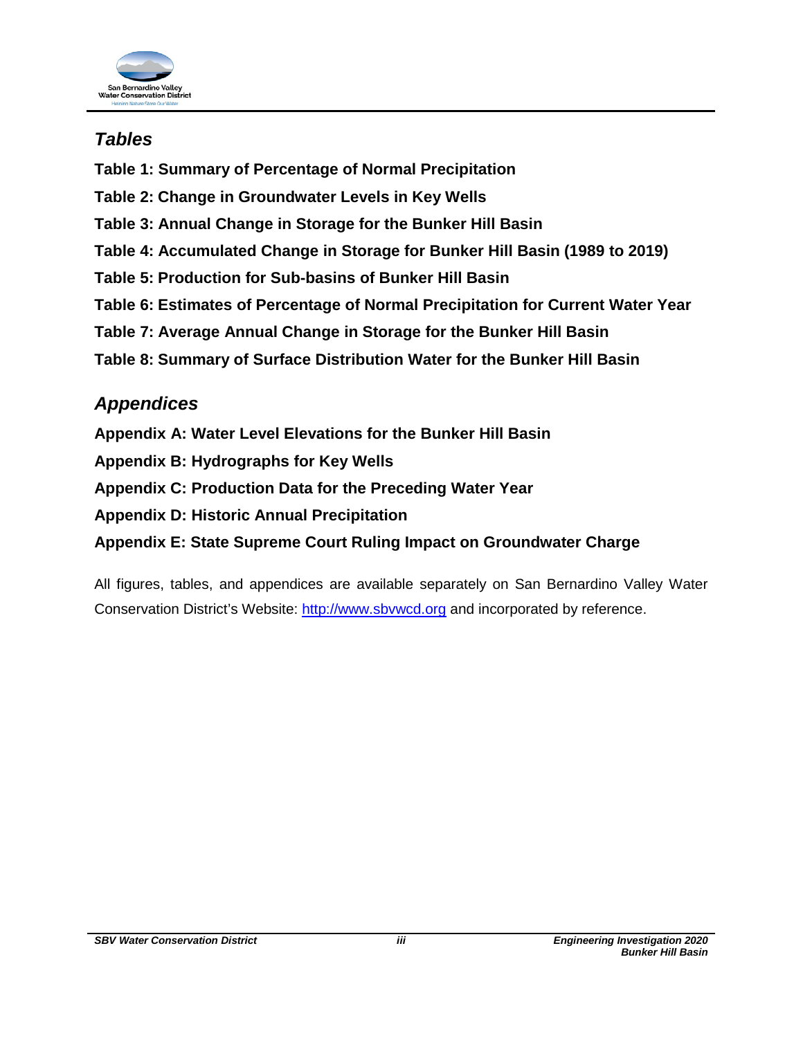## *Tables*

**Table 1: Summary of Percentage of Normal Precipitation**

**Table 2: Change in Groundwater Levels in Key Wells**

**Table 3: Annual Change in Storage for the Bunker Hill Basin**

**Table 4: Accumulated Change in Storage for Bunker Hill Basin (1989 to 2019)**

**Table 5: Production for Sub-basins of Bunker Hill Basin**

**Table 6: Estimates of Percentage of Normal Precipitation for Current Water Year**

**Table 7: Average Annual Change in Storage for the Bunker Hill Basin**

**Table 8: Summary of Surface Distribution Water for the Bunker Hill Basin**

## *Appendices*

**Appendix A: Water Level Elevations for the Bunker Hill Basin**

**Appendix B: Hydrographs for Key Wells**

**Appendix C: Production Data for the Preceding Water Year**

**Appendix D: Historic Annual Precipitation**

**Appendix E: State Supreme Court Ruling Impact on Groundwater Charge**

All figures, tables, and appendices are available separately on San Bernardino Valley Water Conservation District's Website: [http://www.sbvwcd.org](http://www.sbvwcd.org) and incorporated by reference.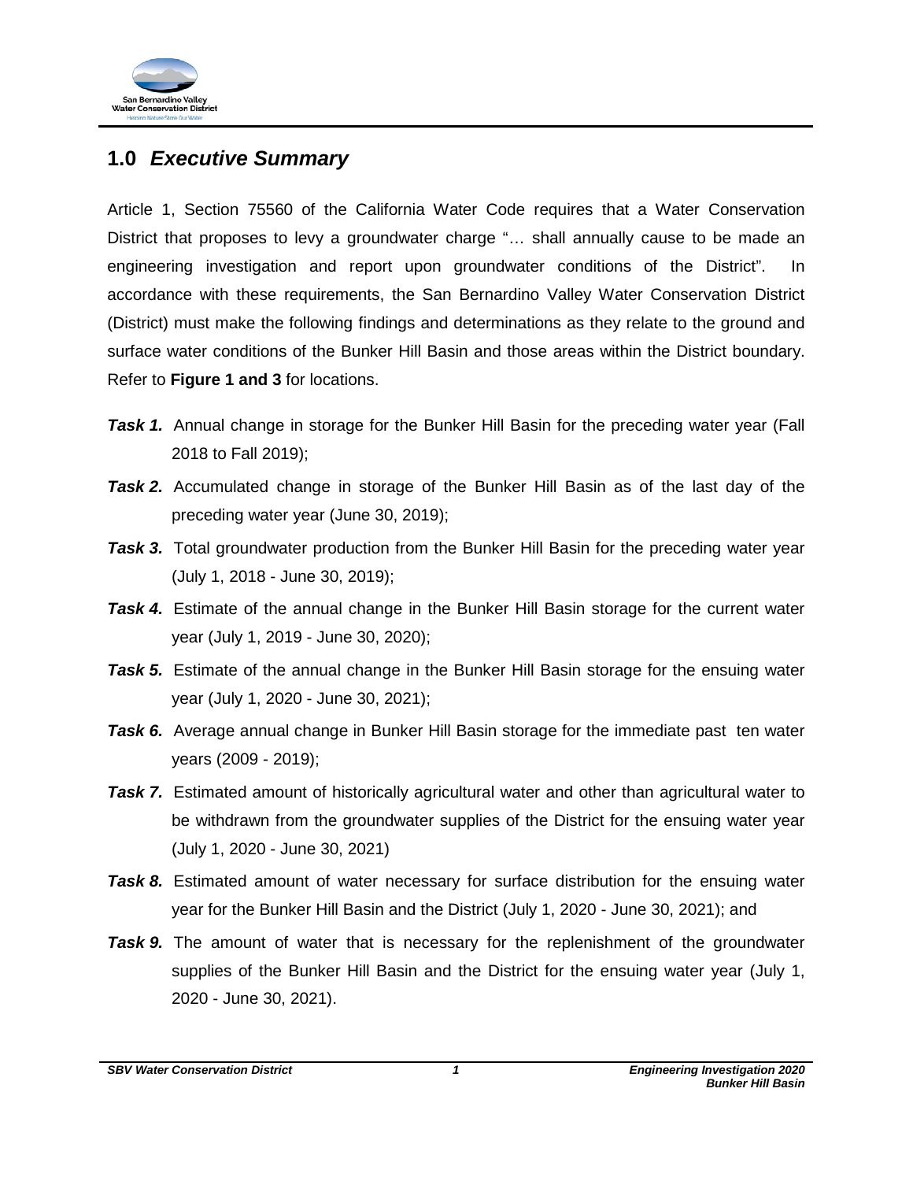## 1.0 *Executive Summary*

Article 1, Section 75560 of the California Water Code requires that a Water Conservation District that proposes to levy a groundwater charge "… shall annually cause to be made an engineering investigation and report upon groundwater conditions of the District". In accordance with these requirements, the San Bernardino Valley Water Conservation District (District) must make the following findings and determinations as they relate to the ground and surface water conditions of the Bunker Hill Basin and those areas within the District boundary. Refer to **Figure 1 and 3** for locations.

***Task 1.*** Annual change in storage for the Bunker Hill Basin for the preceding water year (Fall 2018 to Fall 2019);

***Task 2.*** Accumulated change in storage of the Bunker Hill Basin as of the last day of the preceding water year (June 30, 2019);

***Task 3.*** Total groundwater production from the Bunker Hill Basin for the preceding water year (July 1, 2018 - June 30, 2019);

***Task 4.*** Estimate of the annual change in the Bunker Hill Basin storage for the current water year (July 1, 2019 - June 30, 2020);

***Task 5.*** Estimate of the annual change in the Bunker Hill Basin storage for the ensuing water year (July 1, 2020 - June 30, 2021);

***Task 6.*** Average annual change in Bunker Hill Basin storage for the immediate past ten water years (2009 - 2019);

***Task 7.*** Estimated amount of historically agricultural water and other than agricultural water to be withdrawn from the groundwater supplies of the District for the ensuing water year (July 1, 2020 - June 30, 2021)

***Task 8.*** Estimated amount of water necessary for surface distribution for the ensuing water year for the Bunker Hill Basin and the District (July 1, 2020 - June 30, 2021); and

***Task 9.*** The amount of water that is necessary for the replenishment of the groundwater supplies of the Bunker Hill Basin and the District for the ensuing water year (July 1, 2020 - June 30, 2021).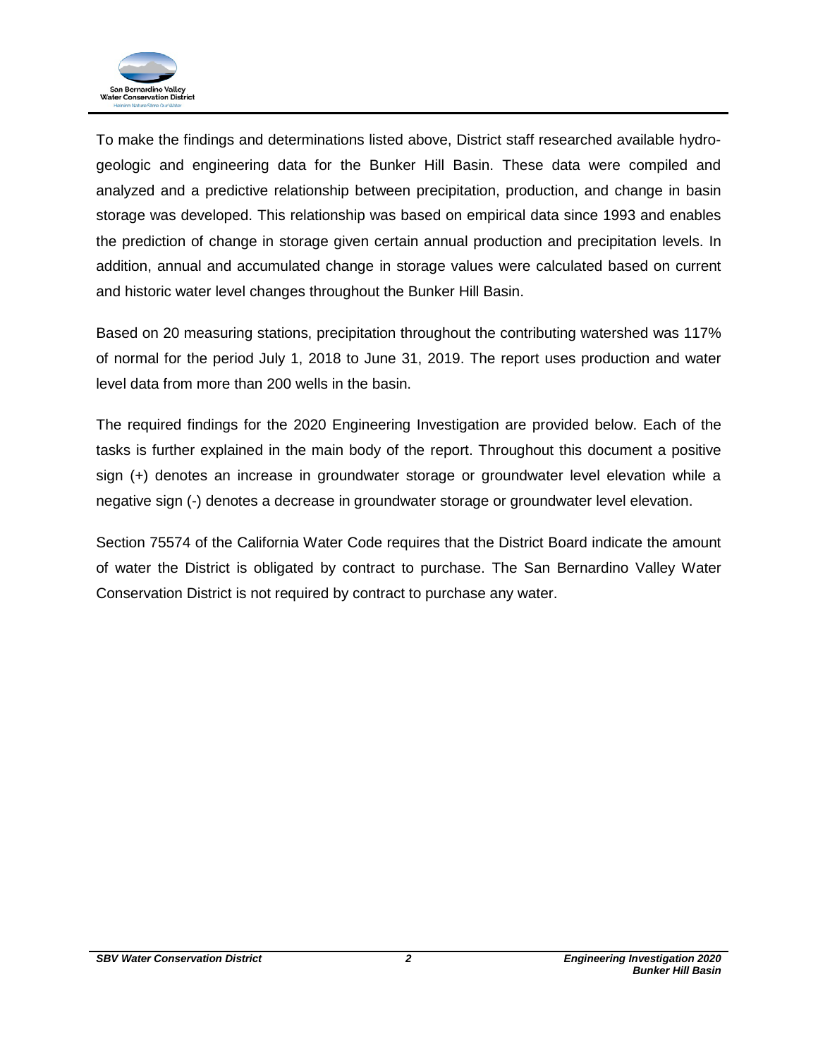To make the findings and determinations listed above, District staff researched available hydro-geologic and engineering data for the Bunker Hill Basin. These data were compiled and analyzed and a predictive relationship between precipitation, production, and change in basin storage was developed. This relationship was based on empirical data since 1993 and enables the prediction of change in storage given certain annual production and precipitation levels. In addition, annual and accumulated change in storage values were calculated based on current and historic water level changes throughout the Bunker Hill Basin.

Based on 20 measuring stations, precipitation throughout the contributing watershed was 117% of normal for the period July 1, 2018 to June 31, 2019. The report uses production and water level data from more than 200 wells in the basin.

The required findings for the 2020 Engineering Investigation are provided below. Each of the tasks is further explained in the main body of the report. Throughout this document a positive sign (+) denotes an increase in groundwater storage or groundwater level elevation while a negative sign (-) denotes a decrease in groundwater storage or groundwater level elevation.

Section 75574 of the California Water Code requires that the District Board indicate the amount of water the District is obligated by contract to purchase. The San Bernardino Valley Water Conservation District is not required by contract to purchase any water.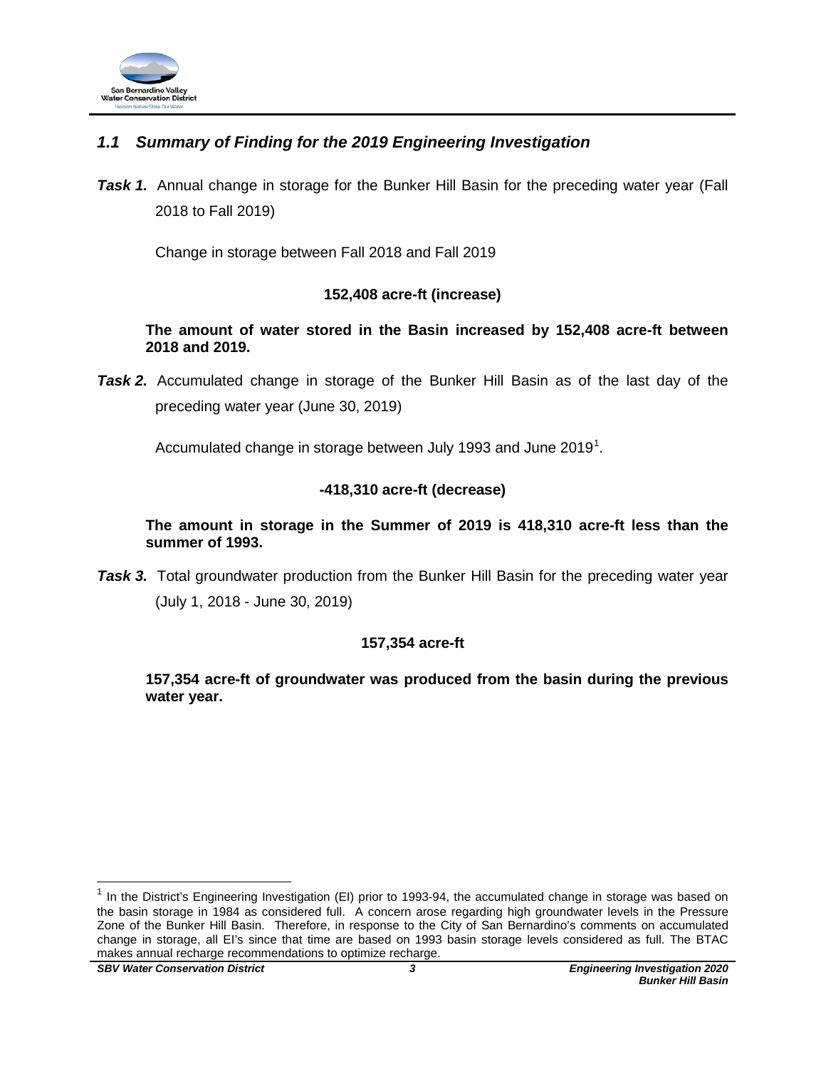## *1.1 Summary of Finding for the 2019 Engineering Investigation*

***Task 1.*** Annual change in storage for the Bunker Hill Basin for the preceding water year (Fall 2018 to Fall 2019)

Change in storage between Fall 2018 and Fall 2019

**152,408 acre-ft (increase)**

**The amount of water stored in the Basin increased by 152,408 acre-ft between 2018 and 2019.**

***Task 2.*** Accumulated change in storage of the Bunker Hill Basin as of the last day of the preceding water year (June 30, 2019)

Accumulated change in storage between July 1993 and June 2019[1].

**-418,310 acre-ft (decrease)**

**The amount in storage in the Summer of 2019 is 418,310 acre-ft less than the summer of 1993.**

***Task 3.*** Total groundwater production from the Bunker Hill Basin for the preceding water year (July 1, 2018 - June 30, 2019)

**157,354 acre-ft**

**157,354 acre-ft of groundwater was produced from the basin during the previous water year.**

---

[1] In the District's Engineering Investigation (EI) prior to 1993-94, the accumulated change in storage was based on the basin storage in 1984 as considered full. A concern arose regarding high groundwater levels in the Pressure Zone of the Bunker Hill Basin. Therefore, in response to the City of San Bernardino's comments on accumulated change in storage, all EI's since that time are based on 1993 basin storage levels considered as full. The BTAC makes annual recharge recommendations to optimize recharge.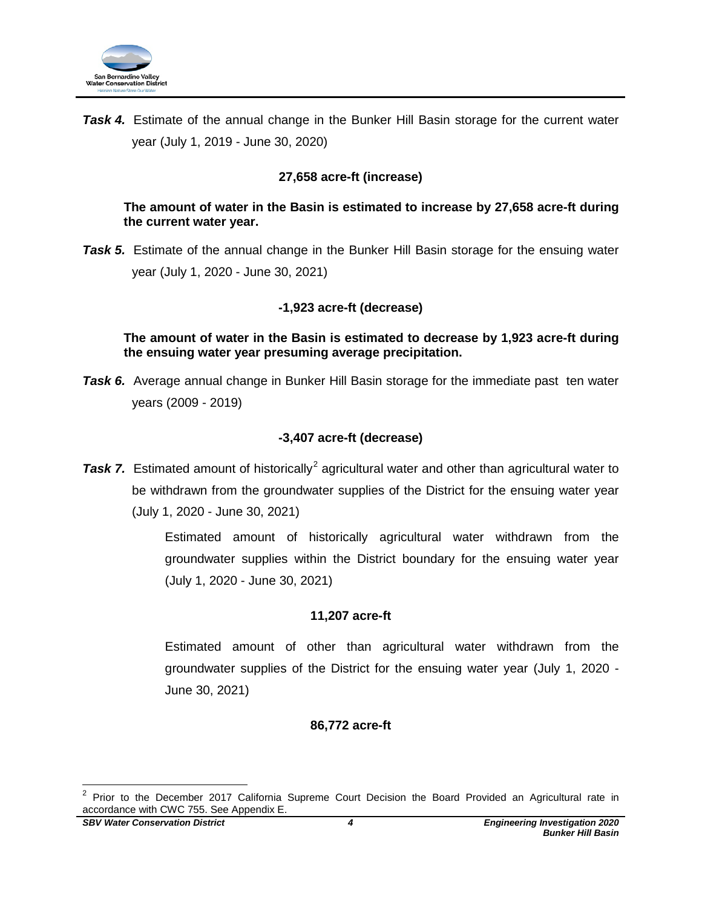***Task 4.*** Estimate of the annual change in the Bunker Hill Basin storage for the current water year (July 1, 2019 - June 30, 2020)

**27,658 acre-ft (increase)**

**The amount of water in the Basin is estimated to increase by 27,658 acre-ft during the current water year.**

***Task 5.*** Estimate of the annual change in the Bunker Hill Basin storage for the ensuing water year (July 1, 2020 - June 30, 2021)

**-1,923 acre-ft (decrease)**

**The amount of water in the Basin is estimated to decrease by 1,923 acre-ft during the ensuing water year presuming average precipitation.**

***Task 6.*** Average annual change in Bunker Hill Basin storage for the immediate past ten water years (2009 - 2019)

**-3,407 acre-ft (decrease)**

***Task 7.*** Estimated amount of historically[2] agricultural water and other than agricultural water to be withdrawn from the groundwater supplies of the District for the ensuing water year (July 1, 2020 - June 30, 2021)

Estimated amount of historically agricultural water withdrawn from the groundwater supplies within the District boundary for the ensuing water year (July 1, 2020 - June 30, 2021)

**11,207 acre-ft**

Estimated amount of other than agricultural water withdrawn from the groundwater supplies of the District for the ensuing water year (July 1, 2020 - June 30, 2021)

**86,772 acre-ft**

[2] Prior to the December 2017 California Supreme Court Decision the Board Provided an Agricultural rate in accordance with CWC 755. See Appendix E.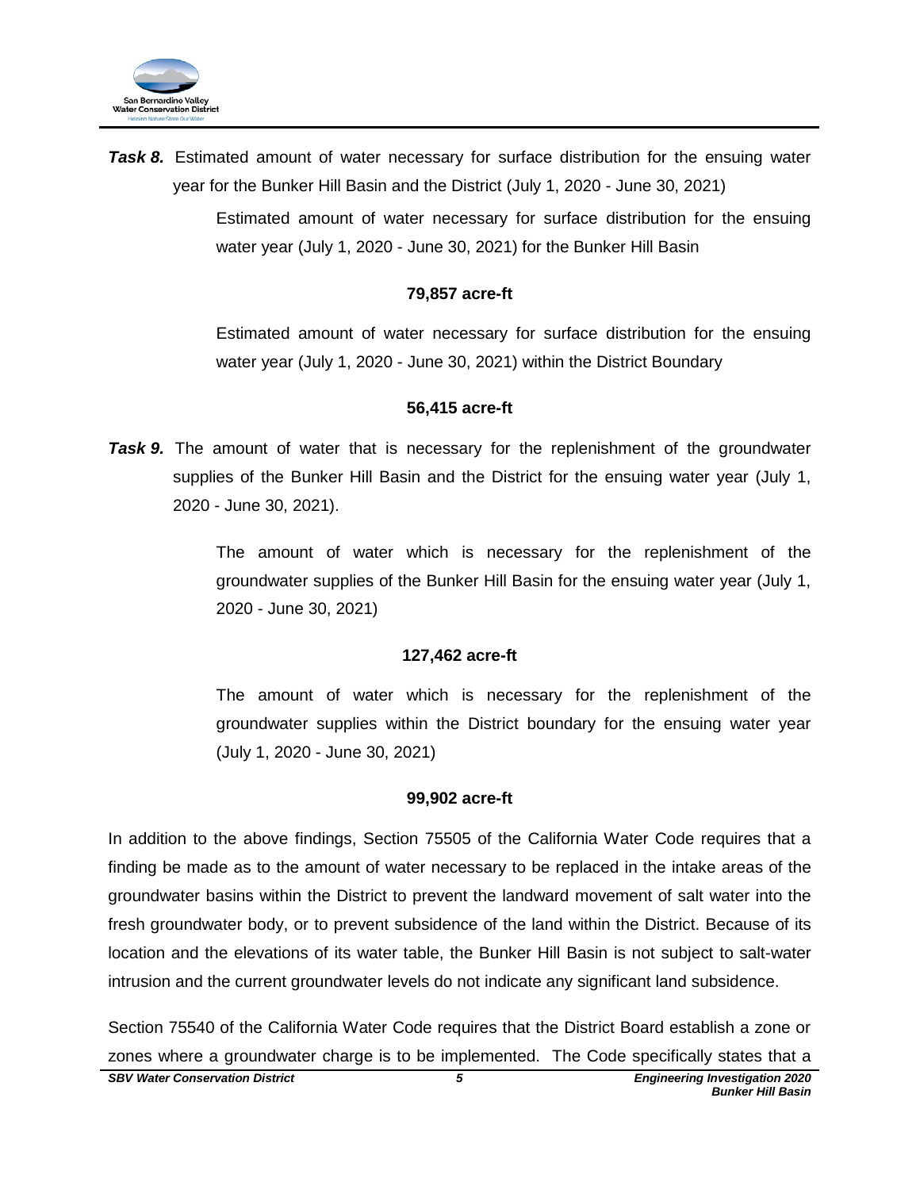***Task 8.*** Estimated amount of water necessary for surface distribution for the ensuing water year for the Bunker Hill Basin and the District (July 1, 2020 - June 30, 2021)

Estimated amount of water necessary for surface distribution for the ensuing water year (July 1, 2020 - June 30, 2021) for the Bunker Hill Basin

**79,857 acre-ft**

Estimated amount of water necessary for surface distribution for the ensuing water year (July 1, 2020 - June 30, 2021) within the District Boundary

**56,415 acre-ft**

***Task 9.*** The amount of water that is necessary for the replenishment of the groundwater supplies of the Bunker Hill Basin and the District for the ensuing water year (July 1, 2020 - June 30, 2021).

The amount of water which is necessary for the replenishment of the groundwater supplies of the Bunker Hill Basin for the ensuing water year (July 1, 2020 - June 30, 2021)

**127,462 acre-ft**

The amount of water which is necessary for the replenishment of the groundwater supplies within the District boundary for the ensuing water year (July 1, 2020 - June 30, 2021)

**99,902 acre-ft**

In addition to the above findings, Section 75505 of the California Water Code requires that a finding be made as to the amount of water necessary to be replaced in the intake areas of the groundwater basins within the District to prevent the landward movement of salt water into the fresh groundwater body, or to prevent subsidence of the land within the District. Because of its location and the elevations of its water table, the Bunker Hill Basin is not subject to salt-water intrusion and the current groundwater levels do not indicate any significant land subsidence.

Section 75540 of the California Water Code requires that the District Board establish a zone or zones where a groundwater charge is to be implemented. The Code specifically states that a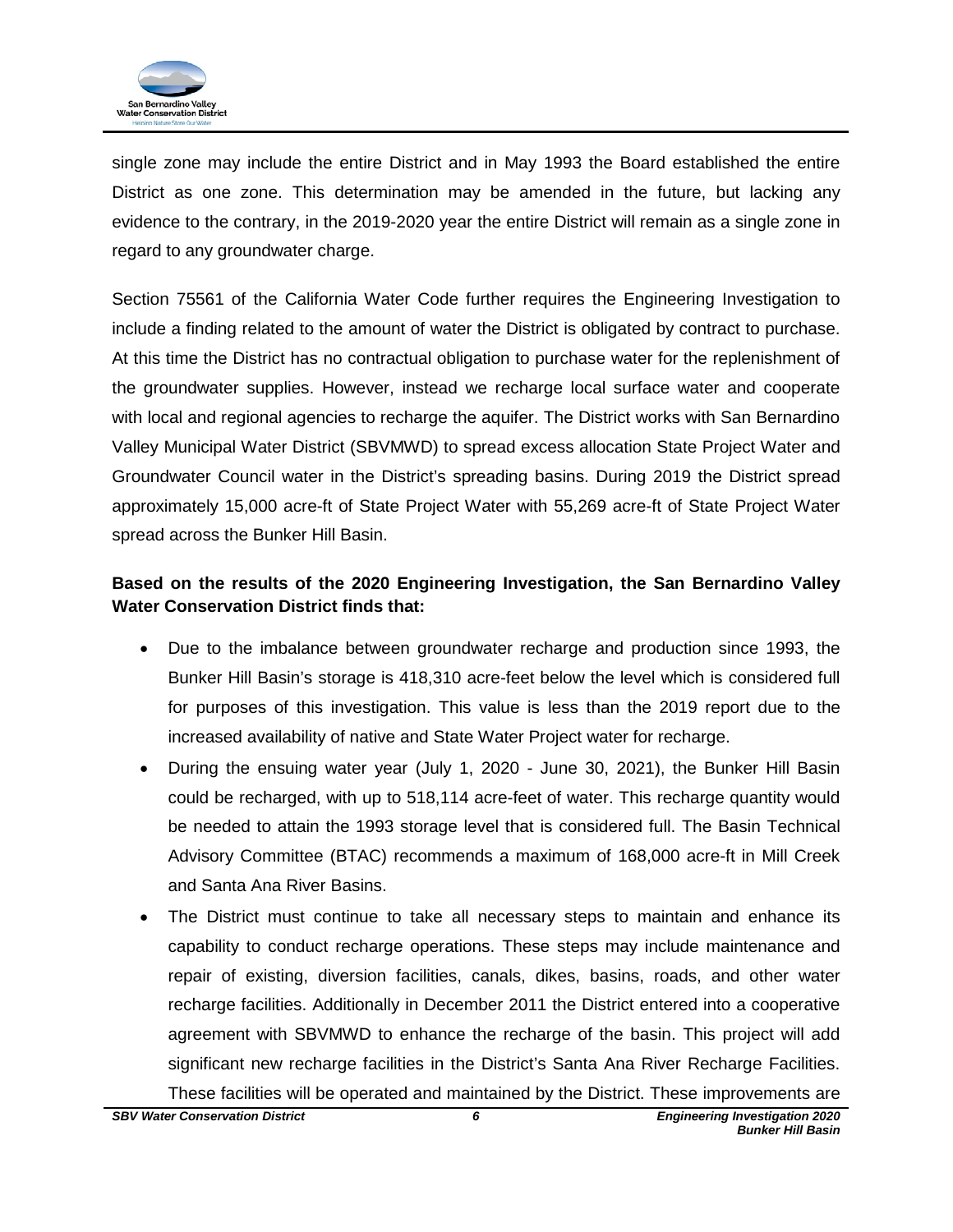single zone may include the entire District and in May 1993 the Board established the entire District as one zone. This determination may be amended in the future, but lacking any evidence to the contrary, in the 2019-2020 year the entire District will remain as a single zone in regard to any groundwater charge.

Section 75561 of the California Water Code further requires the Engineering Investigation to include a finding related to the amount of water the District is obligated by contract to purchase. At this time the District has no contractual obligation to purchase water for the replenishment of the groundwater supplies. However, instead we recharge local surface water and cooperate with local and regional agencies to recharge the aquifer. The District works with San Bernardino Valley Municipal Water District (SBVMWD) to spread excess allocation State Project Water and Groundwater Council water in the District's spreading basins. During 2019 the District spread approximately 15,000 acre-ft of State Project Water with 55,269 acre-ft of State Project Water spread across the Bunker Hill Basin.

**Based on the results of the 2020 Engineering Investigation, the San Bernardino Valley Water Conservation District finds that:**

- Due to the imbalance between groundwater recharge and production since 1993, the Bunker Hill Basin's storage is 418,310 acre-feet below the level which is considered full for purposes of this investigation. This value is less than the 2019 report due to the increased availability of native and State Water Project water for recharge.
- During the ensuing water year (July 1, 2020 - June 30, 2021), the Bunker Hill Basin could be recharged, with up to 518,114 acre-feet of water. This recharge quantity would be needed to attain the 1993 storage level that is considered full. The Basin Technical Advisory Committee (BTAC) recommends a maximum of 168,000 acre-ft in Mill Creek and Santa Ana River Basins.
- The District must continue to take all necessary steps to maintain and enhance its capability to conduct recharge operations. These steps may include maintenance and repair of existing, diversion facilities, canals, dikes, basins, roads, and other water recharge facilities. Additionally in December 2011 the District entered into a cooperative agreement with SBVMWD to enhance the recharge of the basin. This project will add significant new recharge facilities in the District's Santa Ana River Recharge Facilities. These facilities will be operated and maintained by the District. These improvements are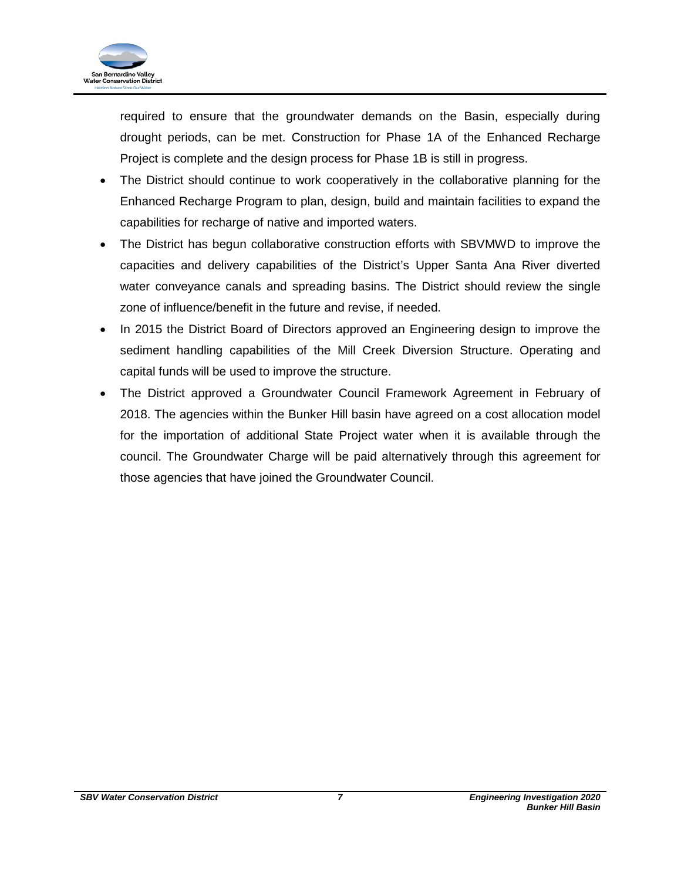required to ensure that the groundwater demands on the Basin, especially during drought periods, can be met. Construction for Phase 1A of the Enhanced Recharge Project is complete and the design process for Phase 1B is still in progress.

- The District should continue to work cooperatively in the collaborative planning for the Enhanced Recharge Program to plan, design, build and maintain facilities to expand the capabilities for recharge of native and imported waters.
- The District has begun collaborative construction efforts with SBVMWD to improve the capacities and delivery capabilities of the District's Upper Santa Ana River diverted water conveyance canals and spreading basins. The District should review the single zone of influence/benefit in the future and revise, if needed.
- In 2015 the District Board of Directors approved an Engineering design to improve the sediment handling capabilities of the Mill Creek Diversion Structure. Operating and capital funds will be used to improve the structure.
- The District approved a Groundwater Council Framework Agreement in February of 2018. The agencies within the Bunker Hill basin have agreed on a cost allocation model for the importation of additional State Project water when it is available through the council. The Groundwater Charge will be paid alternatively through this agreement for those agencies that have joined the Groundwater Council.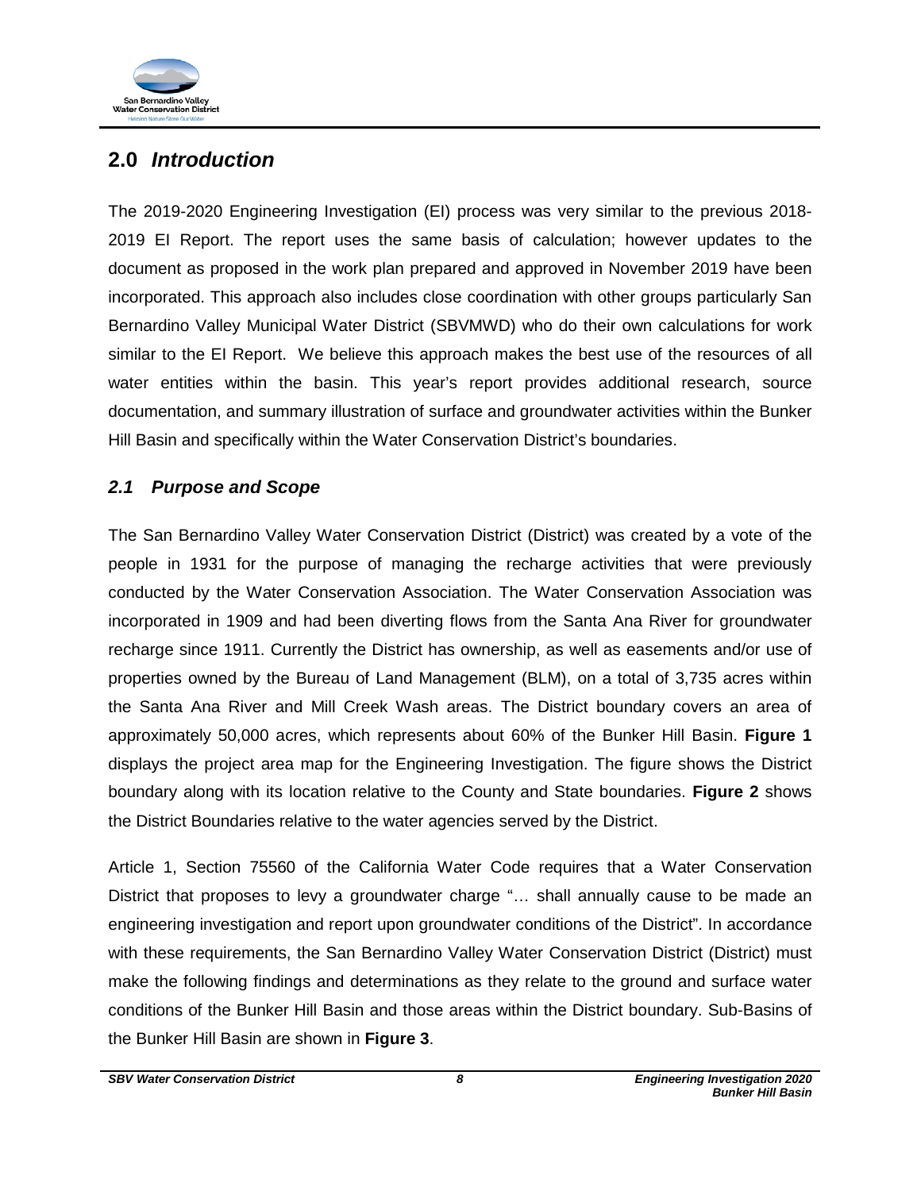## 2.0 *Introduction*

The 2019-2020 Engineering Investigation (EI) process was very similar to the previous 2018-2019 EI Report. The report uses the same basis of calculation; however updates to the document as proposed in the work plan prepared and approved in November 2019 have been incorporated. This approach also includes close coordination with other groups particularly San Bernardino Valley Municipal Water District (SBVMWD) who do their own calculations for work similar to the EI Report. We believe this approach makes the best use of the resources of all water entities within the basin. This year's report provides additional research, source documentation, and summary illustration of surface and groundwater activities within the Bunker Hill Basin and specifically within the Water Conservation District's boundaries.

### *2.1 Purpose and Scope*

The San Bernardino Valley Water Conservation District (District) was created by a vote of the people in 1931 for the purpose of managing the recharge activities that were previously conducted by the Water Conservation Association. The Water Conservation Association was incorporated in 1909 and had been diverting flows from the Santa Ana River for groundwater recharge since 1911. Currently the District has ownership, as well as easements and/or use of properties owned by the Bureau of Land Management (BLM), on a total of 3,735 acres within the Santa Ana River and Mill Creek Wash areas. The District boundary covers an area of approximately 50,000 acres, which represents about 60% of the Bunker Hill Basin. **Figure 1** displays the project area map for the Engineering Investigation. The figure shows the District boundary along with its location relative to the County and State boundaries. **Figure 2** shows the District Boundaries relative to the water agencies served by the District.

Article 1, Section 75560 of the California Water Code requires that a Water Conservation District that proposes to levy a groundwater charge "… shall annually cause to be made an engineering investigation and report upon groundwater conditions of the District". In accordance with these requirements, the San Bernardino Valley Water Conservation District (District) must make the following findings and determinations as they relate to the ground and surface water conditions of the Bunker Hill Basin and those areas within the District boundary. Sub-Basins of the Bunker Hill Basin are shown in **Figure 3**.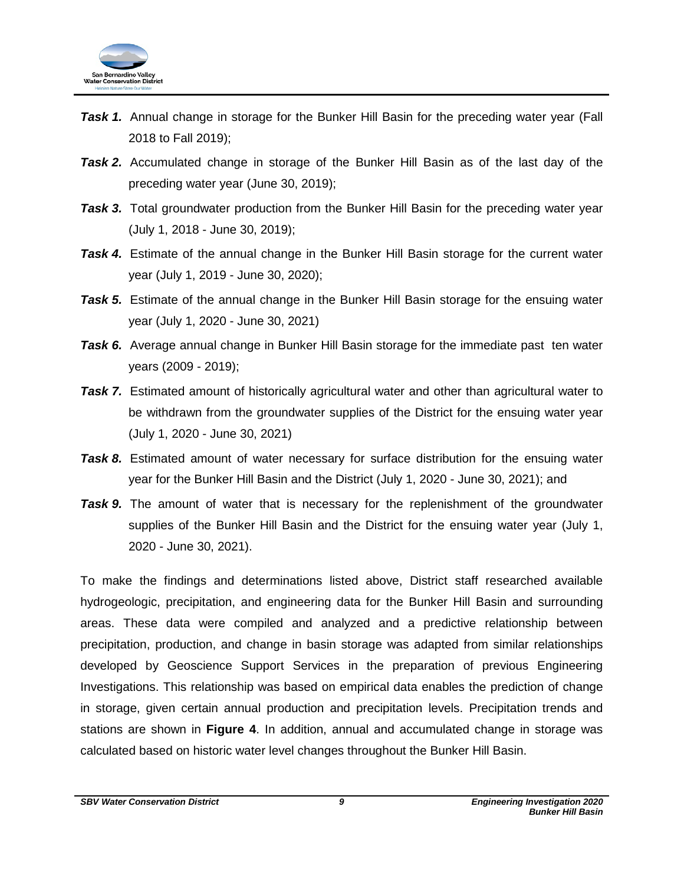***Task 1.*** Annual change in storage for the Bunker Hill Basin for the preceding water year (Fall 2018 to Fall 2019);

***Task 2.*** Accumulated change in storage of the Bunker Hill Basin as of the last day of the preceding water year (June 30, 2019);

***Task 3.*** Total groundwater production from the Bunker Hill Basin for the preceding water year (July 1, 2018 - June 30, 2019);

***Task 4.*** Estimate of the annual change in the Bunker Hill Basin storage for the current water year (July 1, 2019 - June 30, 2020);

***Task 5.*** Estimate of the annual change in the Bunker Hill Basin storage for the ensuing water year (July 1, 2020 - June 30, 2021)

***Task 6.*** Average annual change in Bunker Hill Basin storage for the immediate past ten water years (2009 - 2019);

***Task 7.*** Estimated amount of historically agricultural water and other than agricultural water to be withdrawn from the groundwater supplies of the District for the ensuing water year (July 1, 2020 - June 30, 2021)

***Task 8.*** Estimated amount of water necessary for surface distribution for the ensuing water year for the Bunker Hill Basin and the District (July 1, 2020 - June 30, 2021); and

***Task 9.*** The amount of water that is necessary for the replenishment of the groundwater supplies of the Bunker Hill Basin and the District for the ensuing water year (July 1, 2020 - June 30, 2021).

To make the findings and determinations listed above, District staff researched available hydrogeologic, precipitation, and engineering data for the Bunker Hill Basin and surrounding areas. These data were compiled and analyzed and a predictive relationship between precipitation, production, and change in basin storage was adapted from similar relationships developed by Geoscience Support Services in the preparation of previous Engineering Investigations. This relationship was based on empirical data enables the prediction of change in storage, given certain annual production and precipitation levels. Precipitation trends and stations are shown in **Figure 4**. In addition, annual and accumulated change in storage was calculated based on historic water level changes throughout the Bunker Hill Basin.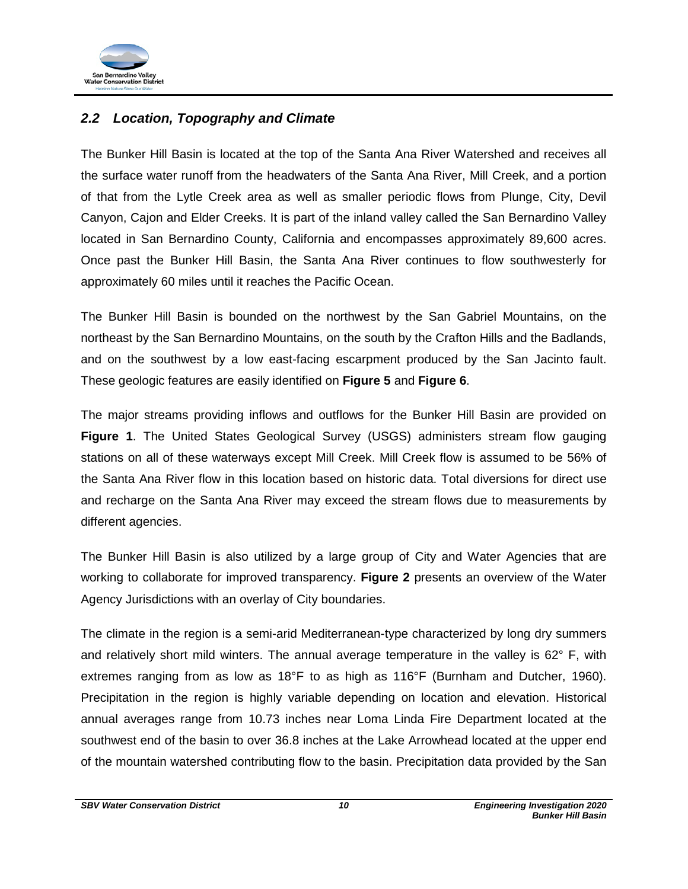## *2.2 Location, Topography and Climate*

The Bunker Hill Basin is located at the top of the Santa Ana River Watershed and receives all the surface water runoff from the headwaters of the Santa Ana River, Mill Creek, and a portion of that from the Lytle Creek area as well as smaller periodic flows from Plunge, City, Devil Canyon, Cajon and Elder Creeks. It is part of the inland valley called the San Bernardino Valley located in San Bernardino County, California and encompasses approximately 89,600 acres. Once past the Bunker Hill Basin, the Santa Ana River continues to flow southwesterly for approximately 60 miles until it reaches the Pacific Ocean.

The Bunker Hill Basin is bounded on the northwest by the San Gabriel Mountains, on the northeast by the San Bernardino Mountains, on the south by the Crafton Hills and the Badlands, and on the southwest by a low east-facing escarpment produced by the San Jacinto fault. These geologic features are easily identified on **Figure 5** and **Figure 6**.

The major streams providing inflows and outflows for the Bunker Hill Basin are provided on **Figure 1**. The United States Geological Survey (USGS) administers stream flow gauging stations on all of these waterways except Mill Creek. Mill Creek flow is assumed to be 56% of the Santa Ana River flow in this location based on historic data. Total diversions for direct use and recharge on the Santa Ana River may exceed the stream flows due to measurements by different agencies.

The Bunker Hill Basin is also utilized by a large group of City and Water Agencies that are working to collaborate for improved transparency. **Figure 2** presents an overview of the Water Agency Jurisdictions with an overlay of City boundaries.

The climate in the region is a semi-arid Mediterranean-type characterized by long dry summers and relatively short mild winters. The annual average temperature in the valley is 62° F, with extremes ranging from as low as 18°F to as high as 116°F (Burnham and Dutcher, 1960). Precipitation in the region is highly variable depending on location and elevation. Historical annual averages range from 10.73 inches near Loma Linda Fire Department located at the southwest end of the basin to over 36.8 inches at the Lake Arrowhead located at the upper end of the mountain watershed contributing flow to the basin. Precipitation data provided by the San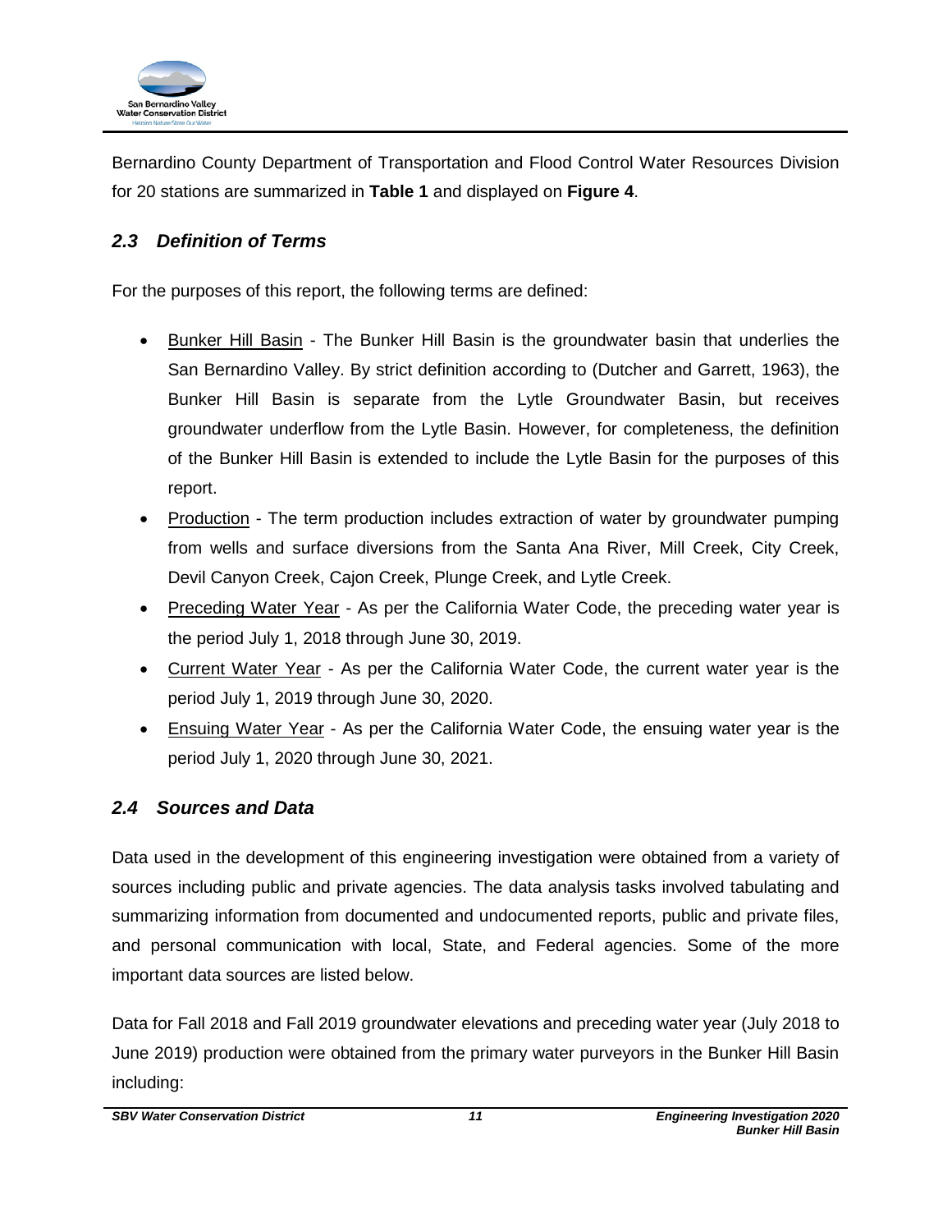Bernardino County Department of Transportation and Flood Control Water Resources Division for 20 stations are summarized in **Table 1** and displayed on **Figure 4**.

### *2.3 Definition of Terms*

For the purposes of this report, the following terms are defined:

- Bunker Hill Basin - The Bunker Hill Basin is the groundwater basin that underlies the San Bernardino Valley. By strict definition according to (Dutcher and Garrett, 1963), the Bunker Hill Basin is separate from the Lytle Groundwater Basin, but receives groundwater underflow from the Lytle Basin. However, for completeness, the definition of the Bunker Hill Basin is extended to include the Lytle Basin for the purposes of this report.
- Production - The term production includes extraction of water by groundwater pumping from wells and surface diversions from the Santa Ana River, Mill Creek, City Creek, Devil Canyon Creek, Cajon Creek, Plunge Creek, and Lytle Creek.
- Preceding Water Year - As per the California Water Code, the preceding water year is the period July 1, 2018 through June 30, 2019.
- Current Water Year - As per the California Water Code, the current water year is the period July 1, 2019 through June 30, 2020.
- Ensuing Water Year - As per the California Water Code, the ensuing water year is the period July 1, 2020 through June 30, 2021.

### *2.4 Sources and Data*

Data used in the development of this engineering investigation were obtained from a variety of sources including public and private agencies. The data analysis tasks involved tabulating and summarizing information from documented and undocumented reports, public and private files, and personal communication with local, State, and Federal agencies. Some of the more important data sources are listed below.

Data for Fall 2018 and Fall 2019 groundwater elevations and preceding water year (July 2018 to June 2019) production were obtained from the primary water purveyors in the Bunker Hill Basin including: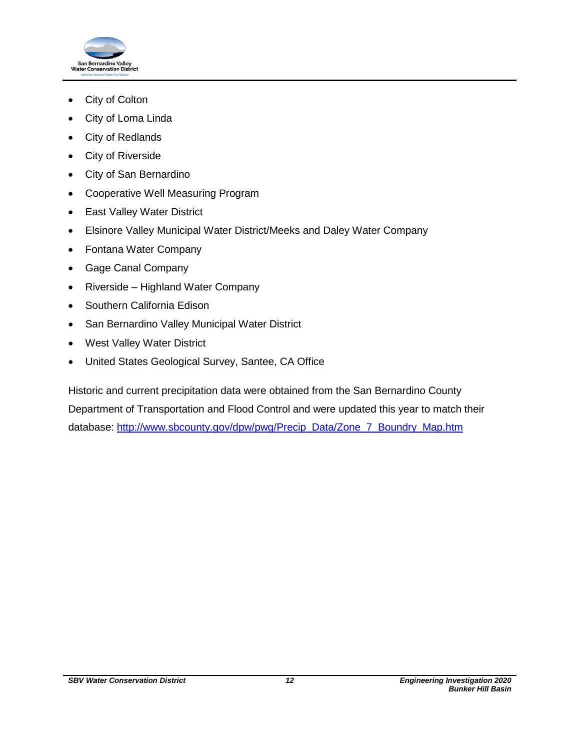- City of Colton
- City of Loma Linda
- City of Redlands
- City of Riverside
- City of San Bernardino
- Cooperative Well Measuring Program
- East Valley Water District
- Elsinore Valley Municipal Water District/Meeks and Daley Water Company
- Fontana Water Company
- Gage Canal Company
- Riverside – Highland Water Company
- Southern California Edison
- San Bernardino Valley Municipal Water District
- West Valley Water District
- United States Geological Survey, Santee, CA Office

Historic and current precipitation data were obtained from the San Bernardino County Department of Transportation and Flood Control and were updated this year to match their database: http://www.sbcounty.gov/dpw/pwg/Precip_Data/Zone_7_Boundry_Map.htm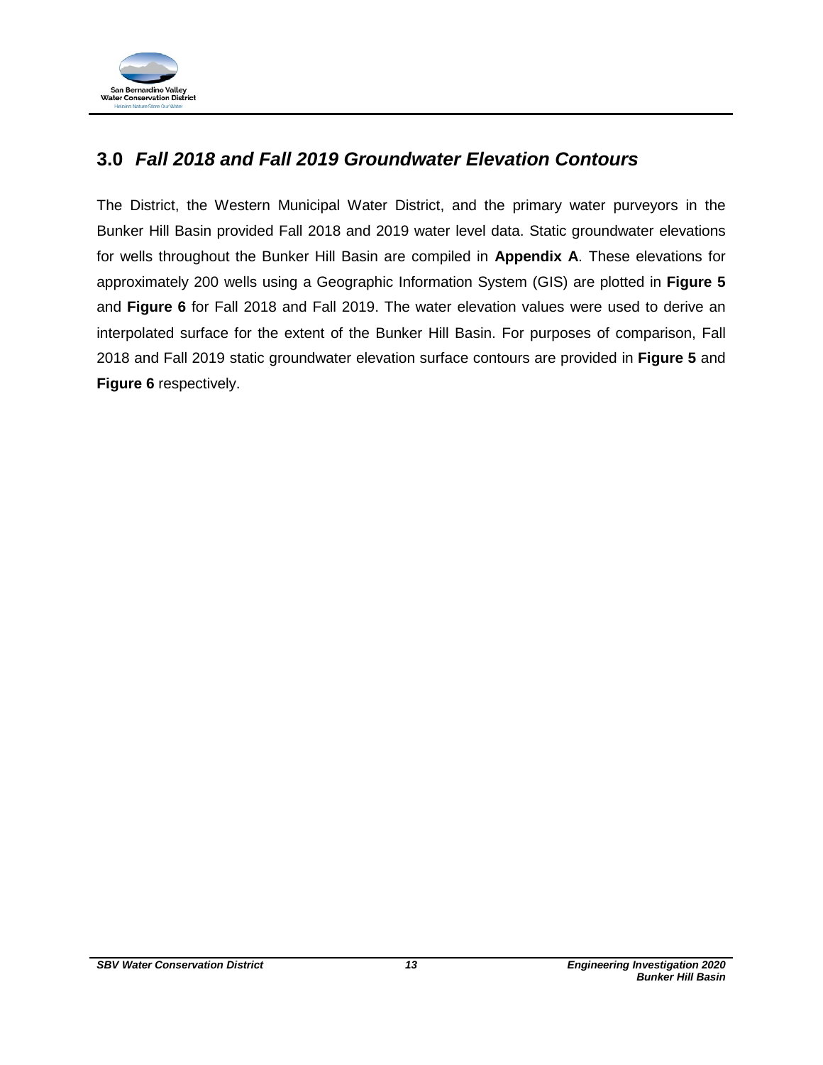## 3.0 *Fall 2018 and Fall 2019 Groundwater Elevation Contours*

The District, the Western Municipal Water District, and the primary water purveyors in the Bunker Hill Basin provided Fall 2018 and 2019 water level data. Static groundwater elevations for wells throughout the Bunker Hill Basin are compiled in **Appendix A**. These elevations for approximately 200 wells using a Geographic Information System (GIS) are plotted in **Figure 5** and **Figure 6** for Fall 2018 and Fall 2019. The water elevation values were used to derive an interpolated surface for the extent of the Bunker Hill Basin. For purposes of comparison, Fall 2018 and Fall 2019 static groundwater elevation surface contours are provided in **Figure 5** and **Figure 6** respectively.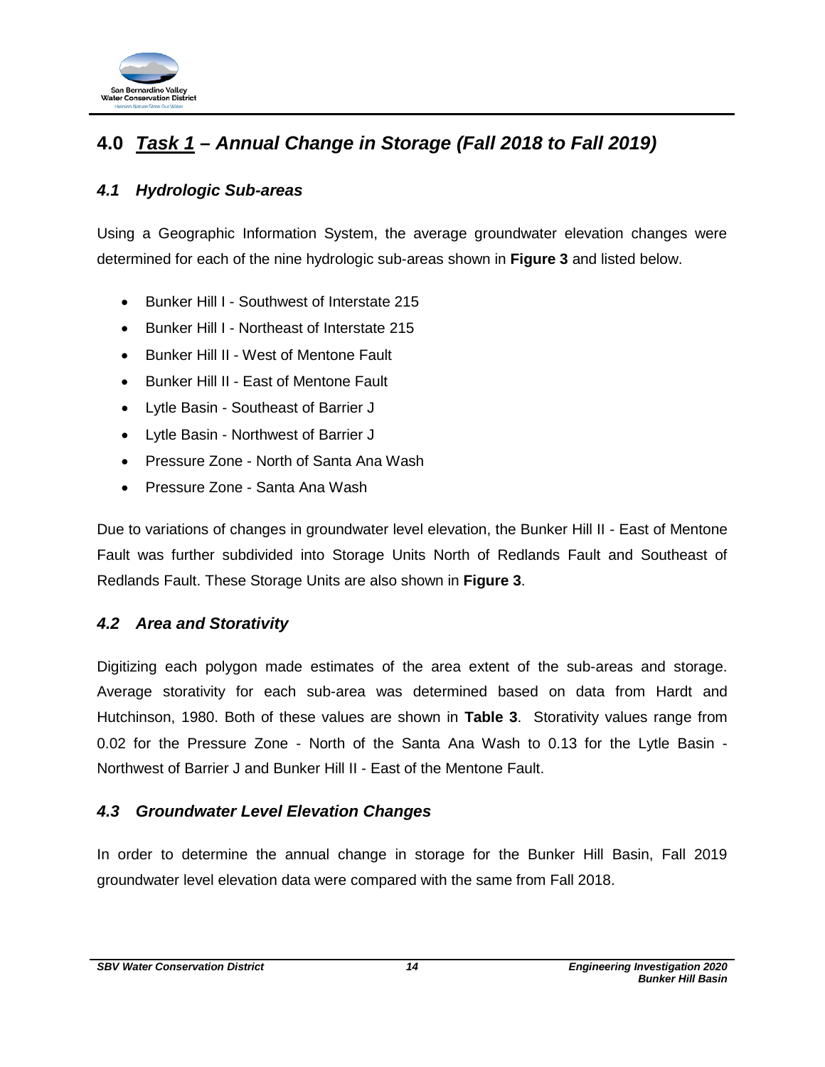# 4.0 *Task 1 – Annual Change in Storage (Fall 2018 to Fall 2019)*

## *4.1 Hydrologic Sub-areas*

Using a Geographic Information System, the average groundwater elevation changes were determined for each of the nine hydrologic sub-areas shown in **Figure 3** and listed below.

- Bunker Hill I - Southwest of Interstate 215
- Bunker Hill I - Northeast of Interstate 215
- Bunker Hill II - West of Mentone Fault
- Bunker Hill II - East of Mentone Fault
- Lytle Basin - Southeast of Barrier J
- Lytle Basin - Northwest of Barrier J
- Pressure Zone - North of Santa Ana Wash
- Pressure Zone - Santa Ana Wash

Due to variations of changes in groundwater level elevation, the Bunker Hill II - East of Mentone Fault was further subdivided into Storage Units North of Redlands Fault and Southeast of Redlands Fault. These Storage Units are also shown in **Figure 3**.

## *4.2 Area and Storativity*

Digitizing each polygon made estimates of the area extent of the sub-areas and storage. Average storativity for each sub-area was determined based on data from Hardt and Hutchinson, 1980. Both of these values are shown in **Table 3**. Storativity values range from 0.02 for the Pressure Zone - North of the Santa Ana Wash to 0.13 for the Lytle Basin - Northwest of Barrier J and Bunker Hill II - East of the Mentone Fault.

## *4.3 Groundwater Level Elevation Changes*

In order to determine the annual change in storage for the Bunker Hill Basin, Fall 2019 groundwater level elevation data were compared with the same from Fall 2018.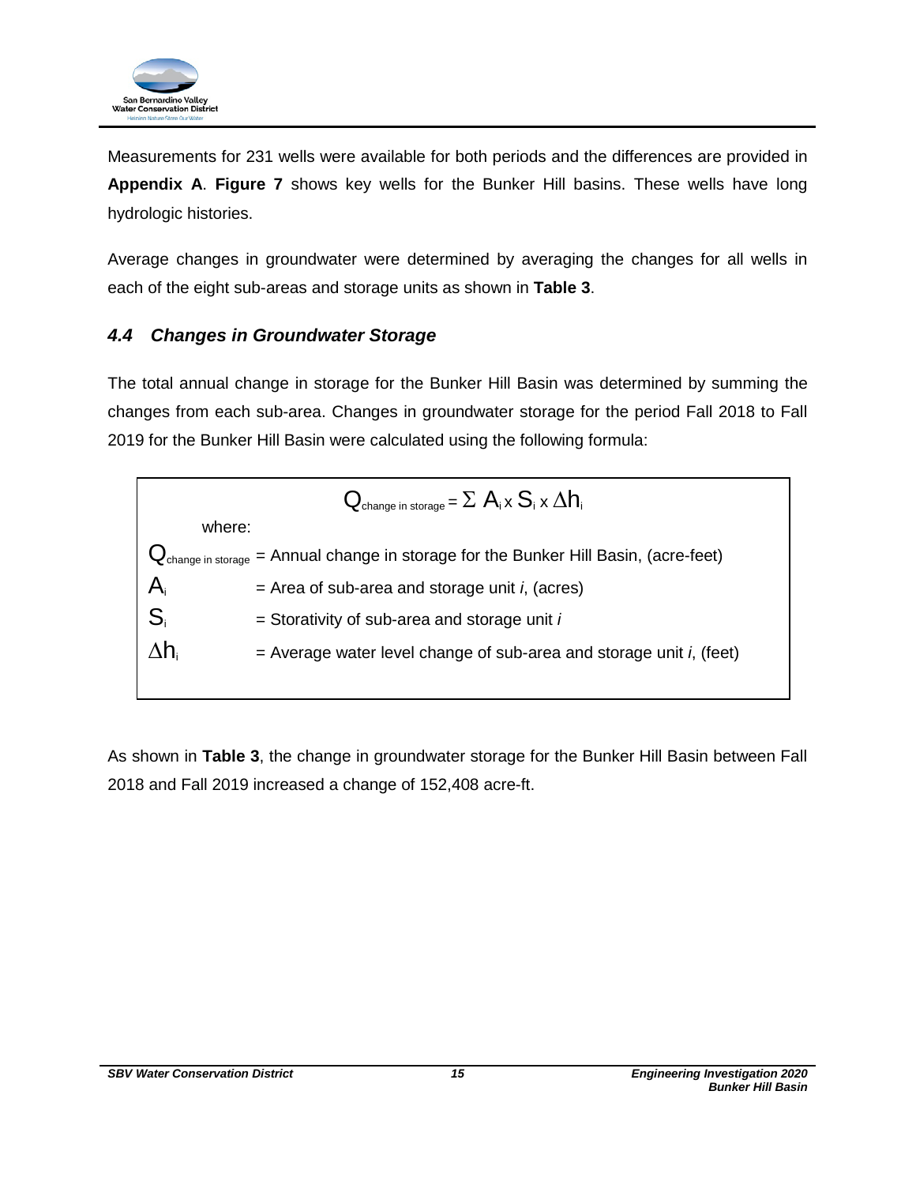Measurements for 231 wells were available for both periods and the differences are provided in **Appendix A**. **Figure 7** shows key wells for the Bunker Hill basins. These wells have long hydrologic histories.

Average changes in groundwater were determined by averaging the changes for all wells in each of the eight sub-areas and storage units as shown in **Table 3**.

### *4.4 Changes in Groundwater Storage*

The total annual change in storage for the Bunker Hill Basin was determined by summing the changes from each sub-area. Changes in groundwater storage for the period Fall 2018 to Fall 2019 for the Bunker Hill Basin were calculated using the following formula:

$$Q_{\text{change in storage}} = \Sigma\ A_i \times S_i \times \Delta h_i$$

where:

- $Q_{\text{change in storage}}$ = Annual change in storage for the Bunker Hill Basin, (acre-feet)
- $A_i$ = Area of sub-area and storage unit *i*, (acres)
- $S_i$ = Storativity of sub-area and storage unit *i*
- $\Delta h_i$ = Average water level change of sub-area and storage unit *i*, (feet)

As shown in **Table 3**, the change in groundwater storage for the Bunker Hill Basin between Fall 2018 and Fall 2019 increased a change of 152,408 acre-ft.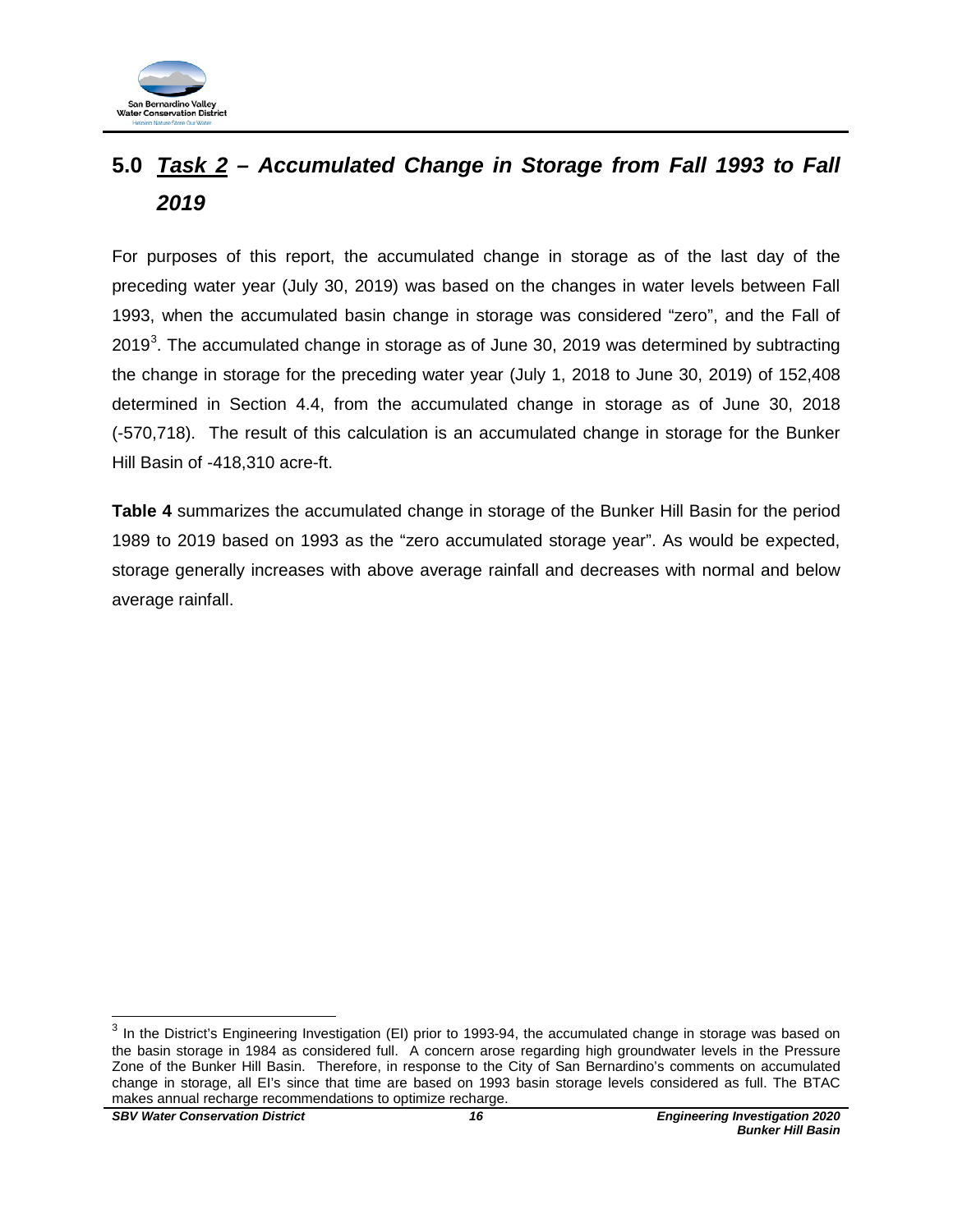## 5.0 *Task 2* – *Accumulated Change in Storage from Fall 1993 to Fall 2019*

For purposes of this report, the accumulated change in storage as of the last day of the preceding water year (July 30, 2019) was based on the changes in water levels between Fall 1993, when the accumulated basin change in storage was considered "zero", and the Fall of 2019[3]. The accumulated change in storage as of June 30, 2019 was determined by subtracting the change in storage for the preceding water year (July 1, 2018 to June 30, 2019) of 152,408 determined in Section 4.4, from the accumulated change in storage as of June 30, 2018 (-570,718). The result of this calculation is an accumulated change in storage for the Bunker Hill Basin of -418,310 acre-ft.

**Table 4** summarizes the accumulated change in storage of the Bunker Hill Basin for the period 1989 to 2019 based on 1993 as the "zero accumulated storage year". As would be expected, storage generally increases with above average rainfall and decreases with normal and below average rainfall.

---

[3] In the District's Engineering Investigation (EI) prior to 1993-94, the accumulated change in storage was based on the basin storage in 1984 as considered full. A concern arose regarding high groundwater levels in the Pressure Zone of the Bunker Hill Basin. Therefore, in response to the City of San Bernardino's comments on accumulated change in storage, all EI's since that time are based on 1993 basin storage levels considered as full. The BTAC makes annual recharge recommendations to optimize recharge.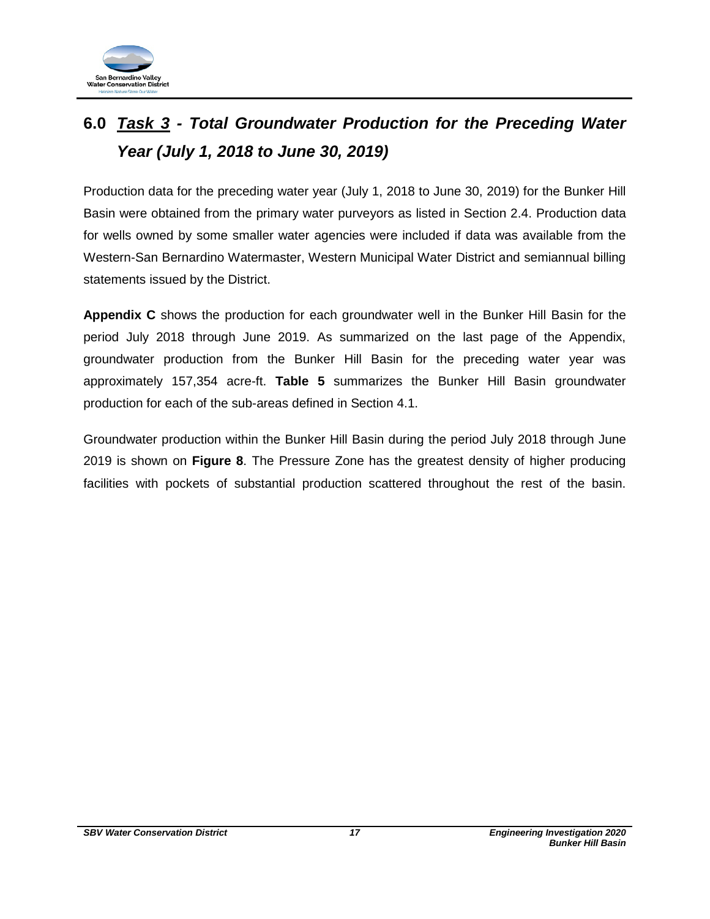# 6.0 ***Task 3*** *- Total Groundwater Production for the Preceding Water Year (July 1, 2018 to June 30, 2019)*

Production data for the preceding water year (July 1, 2018 to June 30, 2019) for the Bunker Hill Basin were obtained from the primary water purveyors as listed in Section 2.4. Production data for wells owned by some smaller water agencies were included if data was available from the Western-San Bernardino Watermaster, Western Municipal Water District and semiannual billing statements issued by the District.

**Appendix C** shows the production for each groundwater well in the Bunker Hill Basin for the period July 2018 through June 2019. As summarized on the last page of the Appendix, groundwater production from the Bunker Hill Basin for the preceding water year was approximately 157,354 acre-ft. **Table 5** summarizes the Bunker Hill Basin groundwater production for each of the sub-areas defined in Section 4.1.

Groundwater production within the Bunker Hill Basin during the period July 2018 through June 2019 is shown on **Figure 8**. The Pressure Zone has the greatest density of higher producing facilities with pockets of substantial production scattered throughout the rest of the basin.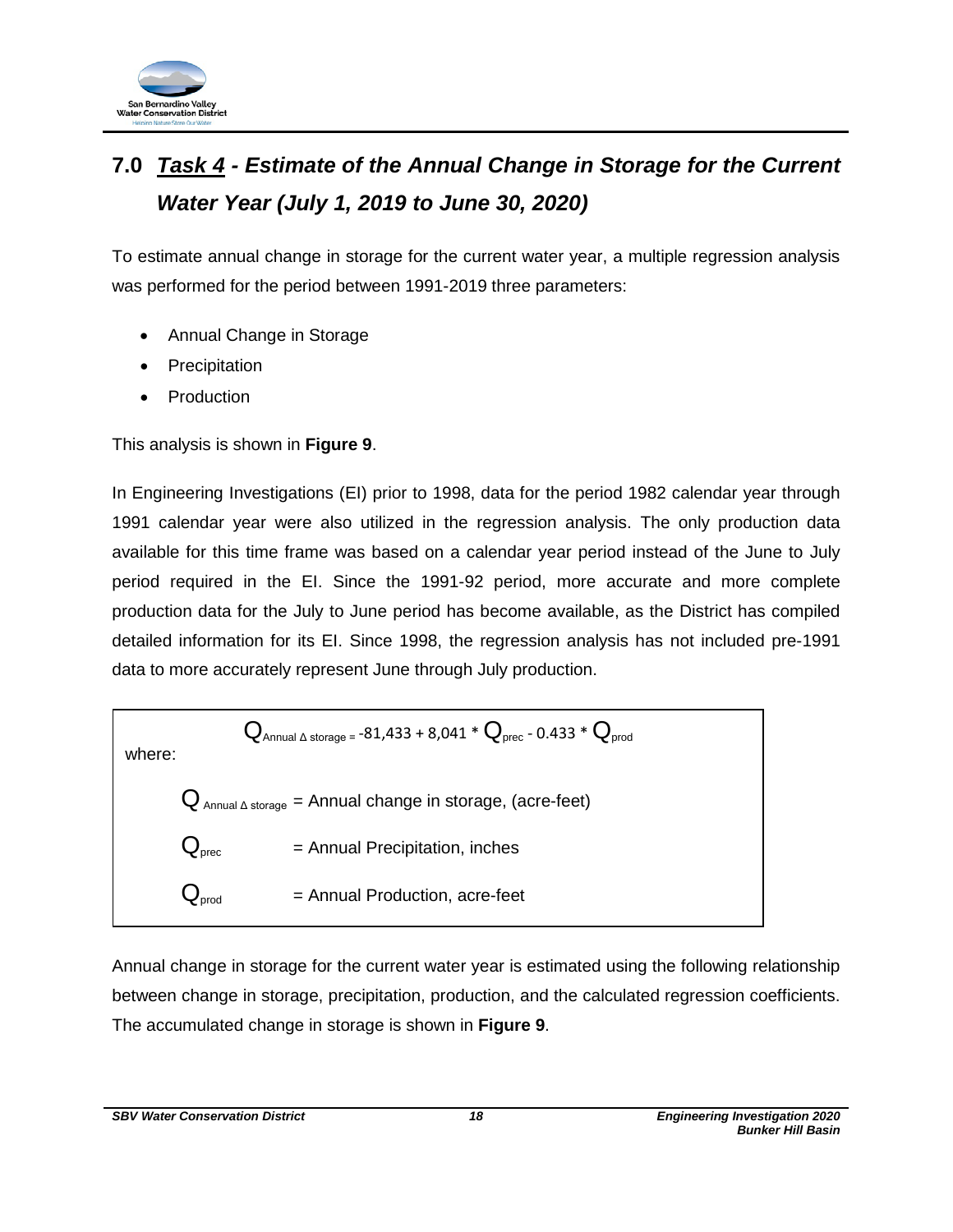# 7.0 *Task 4 - Estimate of the Annual Change in Storage for the Current Water Year (July 1, 2019 to June 30, 2020)*

To estimate annual change in storage for the current water year, a multiple regression analysis was performed for the period between 1991-2019 three parameters:

- Annual Change in Storage
- Precipitation
- Production

This analysis is shown in **Figure 9**.

In Engineering Investigations (EI) prior to 1998, data for the period 1982 calendar year through 1991 calendar year were also utilized in the regression analysis. The only production data available for this time frame was based on a calendar year period instead of the June to July period required in the EI. Since the 1991-92 period, more accurate and more complete production data for the July to June period has become available, as the District has compiled detailed information for its EI. Since 1998, the regression analysis has not included pre-1991 data to more accurately represent June through July production.

$$Q_{\text{Annual } \Delta \text{ storage}} = -81{,}433 + 8{,}041 * Q_{prec} - 0.433 * Q_{prod}$$

where:

$Q_{\text{Annual } \Delta \text{ storage}}$ = Annual change in storage, (acre-feet)

$Q_{prec}$ = Annual Precipitation, inches

$Q_{prod}$ = Annual Production, acre-feet

Annual change in storage for the current water year is estimated using the following relationship between change in storage, precipitation, production, and the calculated regression coefficients. The accumulated change in storage is shown in **Figure 9**.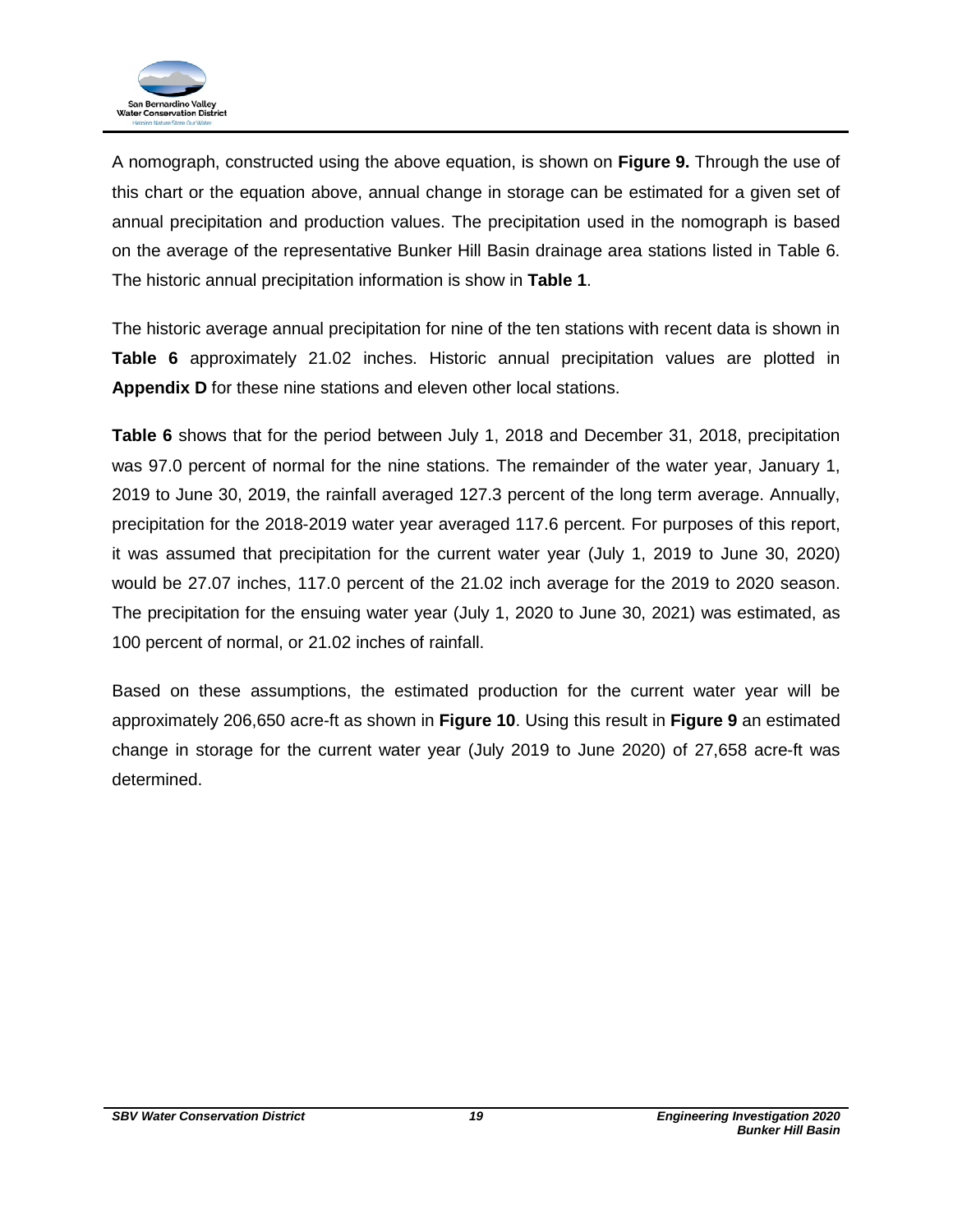A nomograph, constructed using the above equation, is shown on **Figure 9.** Through the use of this chart or the equation above, annual change in storage can be estimated for a given set of annual precipitation and production values. The precipitation used in the nomograph is based on the average of the representative Bunker Hill Basin drainage area stations listed in Table 6. The historic annual precipitation information is show in **Table 1**.

The historic average annual precipitation for nine of the ten stations with recent data is shown in **Table 6** approximately 21.02 inches. Historic annual precipitation values are plotted in **Appendix D** for these nine stations and eleven other local stations.

**Table 6** shows that for the period between July 1, 2018 and December 31, 2018, precipitation was 97.0 percent of normal for the nine stations. The remainder of the water year, January 1, 2019 to June 30, 2019, the rainfall averaged 127.3 percent of the long term average. Annually, precipitation for the 2018-2019 water year averaged 117.6 percent. For purposes of this report, it was assumed that precipitation for the current water year (July 1, 2019 to June 30, 2020) would be 27.07 inches, 117.0 percent of the 21.02 inch average for the 2019 to 2020 season. The precipitation for the ensuing water year (July 1, 2020 to June 30, 2021) was estimated, as 100 percent of normal, or 21.02 inches of rainfall.

Based on these assumptions, the estimated production for the current water year will be approximately 206,650 acre-ft as shown in **Figure 10**. Using this result in **Figure 9** an estimated change in storage for the current water year (July 2019 to June 2020) of 27,658 acre-ft was determined.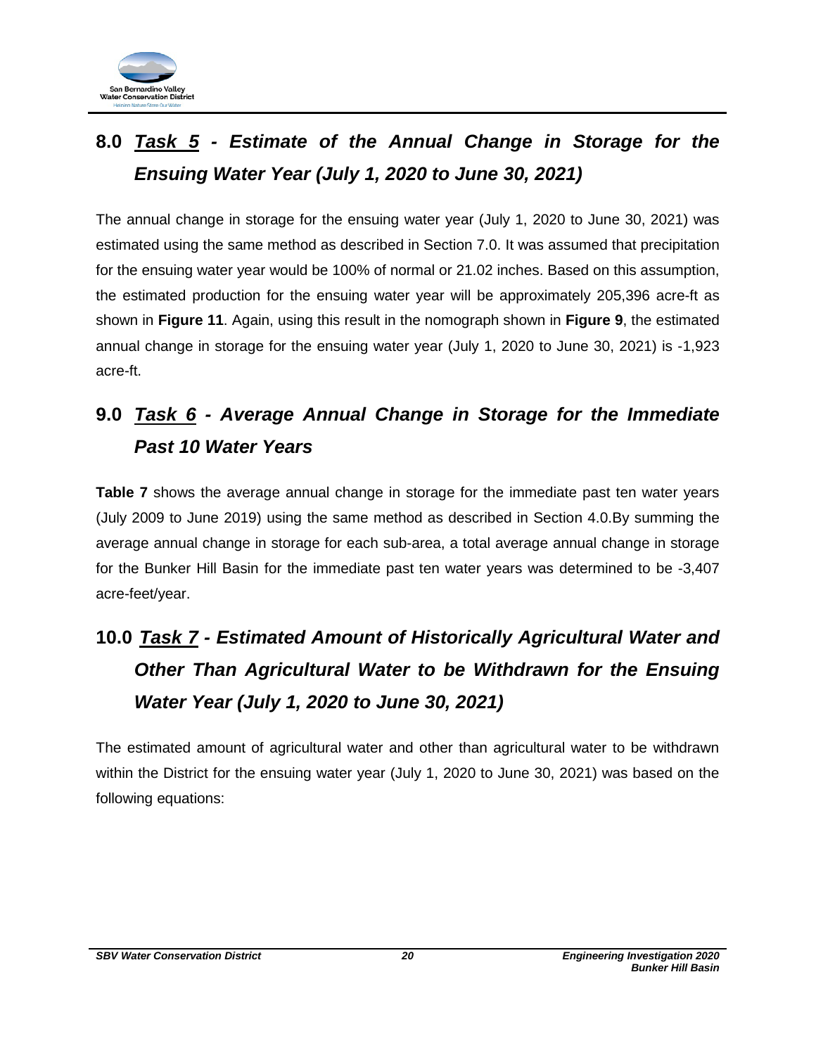## 8.0 ***Task 5*** *- Estimate of the Annual Change in Storage for the Ensuing Water Year (July 1, 2020 to June 30, 2021)*

The annual change in storage for the ensuing water year (July 1, 2020 to June 30, 2021) was estimated using the same method as described in Section 7.0. It was assumed that precipitation for the ensuing water year would be 100% of normal or 21.02 inches. Based on this assumption, the estimated production for the ensuing water year will be approximately 205,396 acre-ft as shown in **Figure 11**. Again, using this result in the nomograph shown in **Figure 9**, the estimated annual change in storage for the ensuing water year (July 1, 2020 to June 30, 2021) is -1,923 acre-ft.

## 9.0 ***Task 6*** *- Average Annual Change in Storage for the Immediate Past 10 Water Years*

**Table 7** shows the average annual change in storage for the immediate past ten water years (July 2009 to June 2019) using the same method as described in Section 4.0.By summing the average annual change in storage for each sub-area, a total average annual change in storage for the Bunker Hill Basin for the immediate past ten water years was determined to be -3,407 acre-feet/year.

## 10.0 ***Task 7*** *- Estimated Amount of Historically Agricultural Water and Other Than Agricultural Water to be Withdrawn for the Ensuing Water Year (July 1, 2020 to June 30, 2021)*

The estimated amount of agricultural water and other than agricultural water to be withdrawn within the District for the ensuing water year (July 1, 2020 to June 30, 2021) was based on the following equations: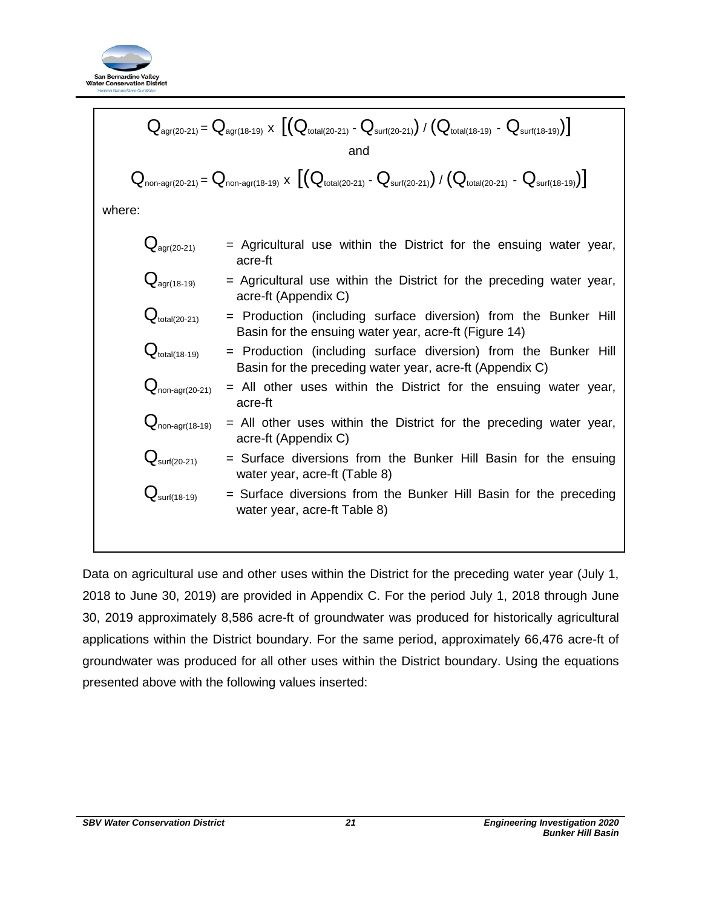$$Q_{agr(20-21)} = Q_{agr(18-19)} \times \left[ \left( Q_{total(20-21)} - Q_{surf(20-21)} \right) / \left( Q_{total(18-19)} - Q_{surf(18-19)} \right) \right]$$

and

$$Q_{non\text{-}agr(20-21)} = Q_{non\text{-}agr(18-19)} \times \left[ \left( Q_{total(20-21)} - Q_{surf(20-21)} \right) / \left( Q_{total(20-21)} - Q_{surf(18-19)} \right) \right]$$

where:

- $Q_{agr(20-21)}$ = Agricultural use within the District for the ensuing water year, acre-ft
- $Q_{agr(18-19)}$ = Agricultural use within the District for the preceding water year, acre-ft (Appendix C)
- $Q_{total(20-21)}$ = Production (including surface diversion) from the Bunker Hill Basin for the ensuing water year, acre-ft (Figure 14)
- $Q_{total(18-19)}$ = Production (including surface diversion) from the Bunker Hill Basin for the preceding water year, acre-ft (Appendix C)
- $Q_{non\text{-}agr(20-21)}$ = All other uses within the District for the ensuing water year, acre-ft
- $Q_{non\text{-}agr(18-19)}$ = All other uses within the District for the preceding water year, acre-ft (Appendix C)
- $Q_{surf(20-21)}$ = Surface diversions from the Bunker Hill Basin for the ensuing water year, acre-ft (Table 8)
- $Q_{surf(18-19)}$ = Surface diversions from the Bunker Hill Basin for the preceding water year, acre-ft Table 8)

Data on agricultural use and other uses within the District for the preceding water year (July 1, 2018 to June 30, 2019) are provided in Appendix C. For the period July 1, 2018 through June 30, 2019 approximately 8,586 acre-ft of groundwater was produced for historically agricultural applications within the District boundary. For the same period, approximately 66,476 acre-ft of groundwater was produced for all other uses within the District boundary. Using the equations presented above with the following values inserted: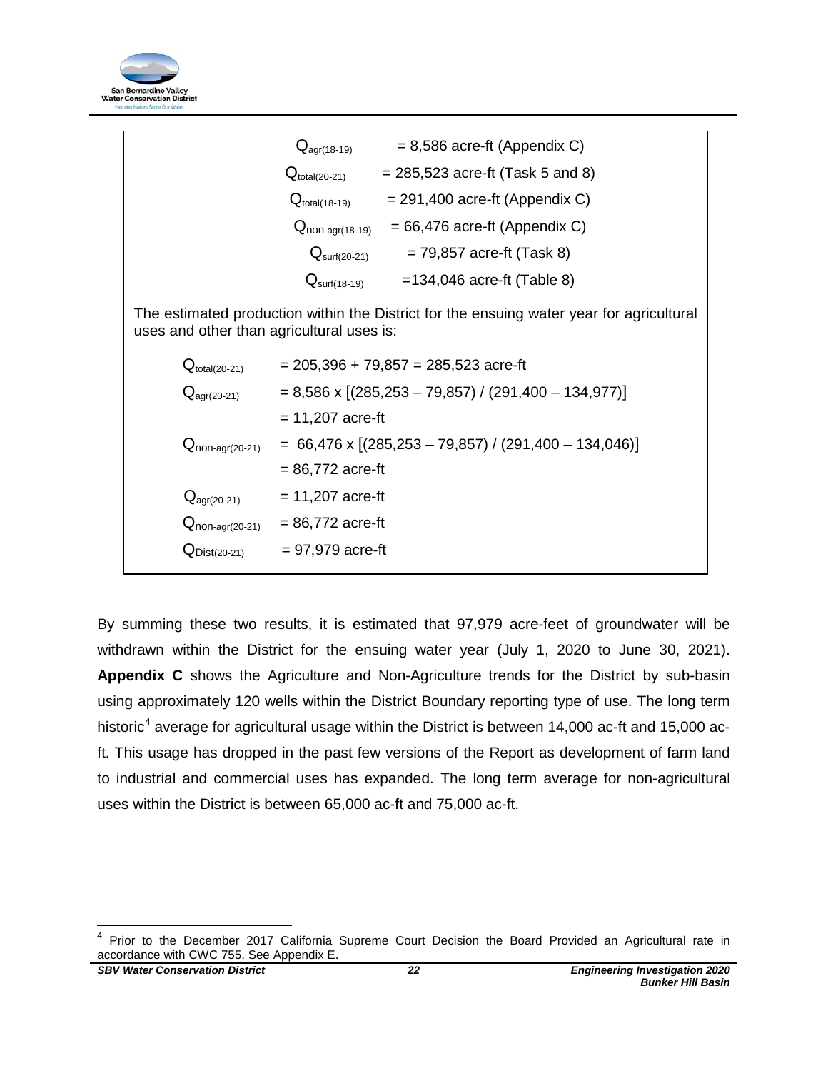$Q_{agr(18\text{-}19)}$ = 8,586 acre-ft (Appendix C)

$Q_{total(20\text{-}21)}$ = 285,523 acre-ft (Task 5 and 8)

$Q_{total(18\text{-}19)}$ = 291,400 acre-ft (Appendix C)

$Q_{non\text{-}agr(18\text{-}19)}$ = 66,476 acre-ft (Appendix C)

$Q_{surf(20\text{-}21)}$ = 79,857 acre-ft (Task 8)

$Q_{surf(18\text{-}19)}$ =134,046 acre-ft (Table 8)

The estimated production within the District for the ensuing water year for agricultural uses and other than agricultural uses is:

$$Q_{total(20\text{-}21)} = 205{,}396 + 79{,}857 = 285{,}523 \text{ acre-ft}$$

$$Q_{agr(20\text{-}21)} = 8{,}586 \times [(285{,}253 - 79{,}857) / (291{,}400 - 134{,}977)]$$

$$= 11{,}207 \text{ acre-ft}$$

$$Q_{non\text{-}agr(20\text{-}21)} = 66{,}476 \times [(285{,}253 - 79{,}857) / (291{,}400 - 134{,}046)]$$

$$= 86{,}772 \text{ acre-ft}$$

$$Q_{agr(20\text{-}21)} = 11{,}207 \text{ acre-ft}$$

$$Q_{non\text{-}agr(20\text{-}21)} = 86{,}772 \text{ acre-ft}$$

$$Q_{Dist(20\text{-}21)} = 97{,}979 \text{ acre-ft}$$

By summing these two results, it is estimated that 97,979 acre-feet of groundwater will be withdrawn within the District for the ensuing water year (July 1, 2020 to June 30, 2021). **Appendix C** shows the Agriculture and Non-Agriculture trends for the District by sub-basin using approximately 120 wells within the District Boundary reporting type of use. The long term historic[4] average for agricultural usage within the District is between 14,000 ac-ft and 15,000 ac-ft. This usage has dropped in the past few versions of the Report as development of farm land to industrial and commercial uses has expanded. The long term average for non-agricultural uses within the District is between 65,000 ac-ft and 75,000 ac-ft.

[4] Prior to the December 2017 California Supreme Court Decision the Board Provided an Agricultural rate in accordance with CWC 755. See Appendix E.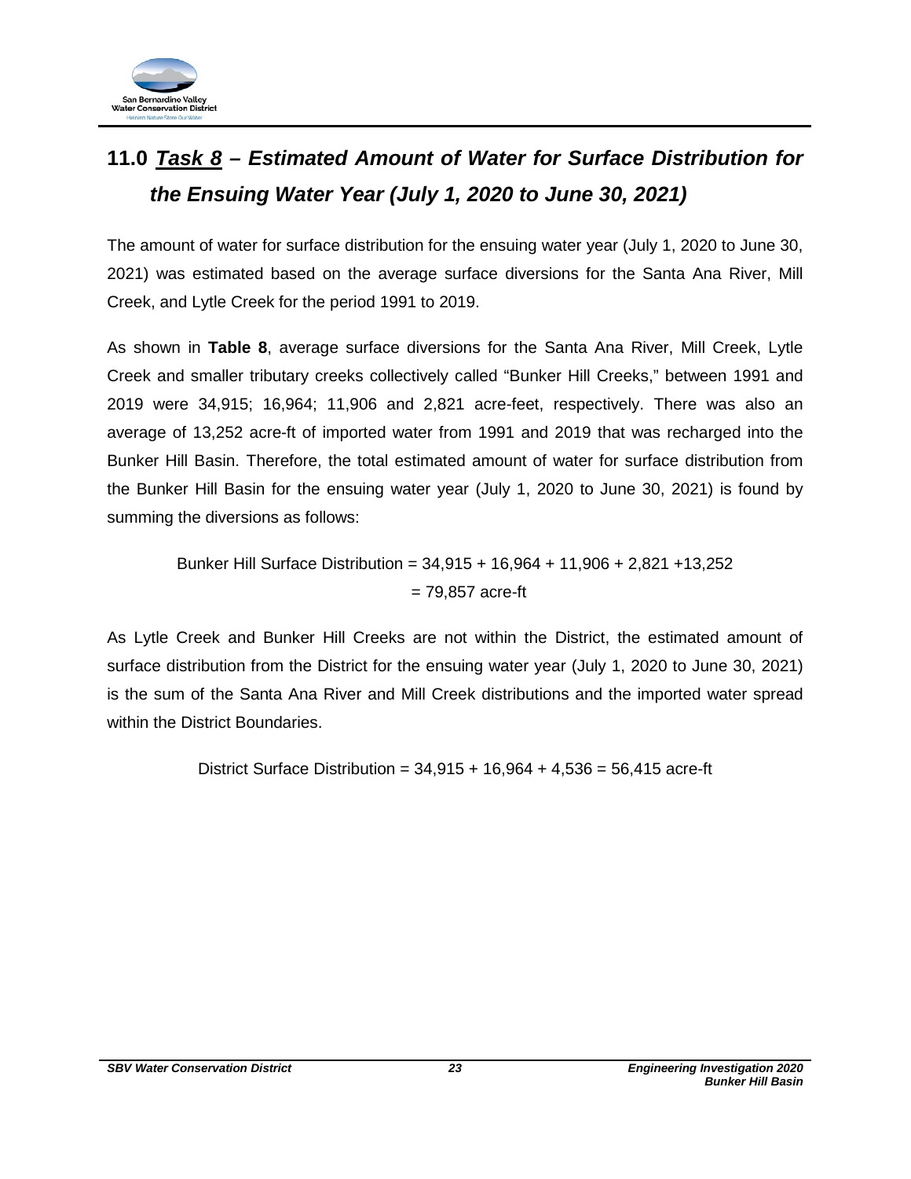## 11.0 *Task 8 – Estimated Amount of Water for Surface Distribution for the Ensuing Water Year (July 1, 2020 to June 30, 2021)*

The amount of water for surface distribution for the ensuing water year (July 1, 2020 to June 30, 2021) was estimated based on the average surface diversions for the Santa Ana River, Mill Creek, and Lytle Creek for the period 1991 to 2019.

As shown in **Table 8**, average surface diversions for the Santa Ana River, Mill Creek, Lytle Creek and smaller tributary creeks collectively called "Bunker Hill Creeks," between 1991 and 2019 were 34,915; 16,964; 11,906 and 2,821 acre-feet, respectively. There was also an average of 13,252 acre-ft of imported water from 1991 and 2019 that was recharged into the Bunker Hill Basin. Therefore, the total estimated amount of water for surface distribution from the Bunker Hill Basin for the ensuing water year (July 1, 2020 to June 30, 2021) is found by summing the diversions as follows:

$$\text{Bunker Hill Surface Distribution} = 34{,}915 + 16{,}964 + 11{,}906 + 2{,}821 + 13{,}252 = 79{,}857 \text{ acre-ft}$$

As Lytle Creek and Bunker Hill Creeks are not within the District, the estimated amount of surface distribution from the District for the ensuing water year (July 1, 2020 to June 30, 2021) is the sum of the Santa Ana River and Mill Creek distributions and the imported water spread within the District Boundaries.

$$\text{District Surface Distribution} = 34{,}915 + 16{,}964 + 4{,}536 = 56{,}415 \text{ acre-ft}$$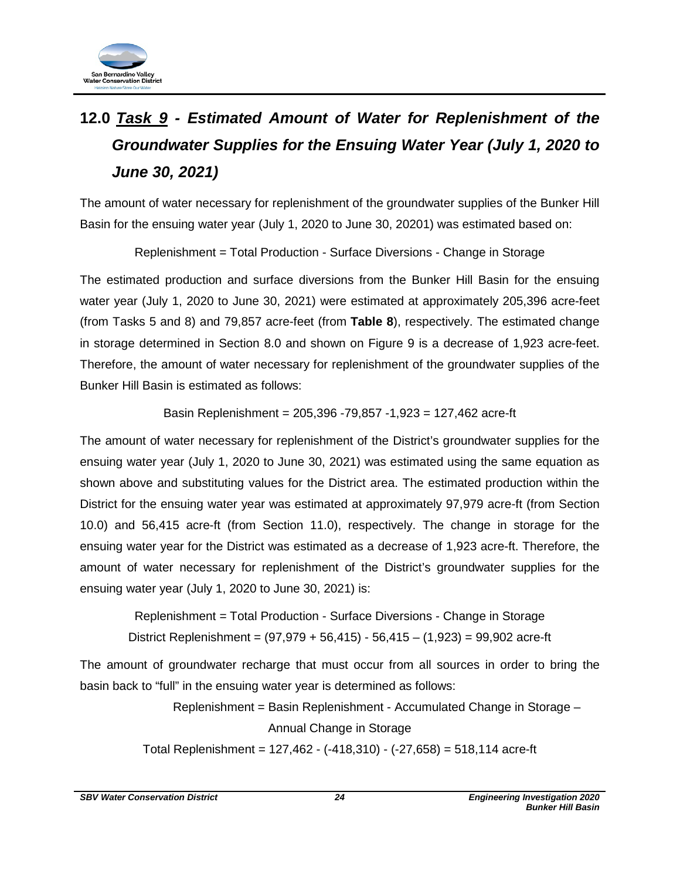# 12.0 ***Task 9*** *- Estimated Amount of Water for Replenishment of the Groundwater Supplies for the Ensuing Water Year (July 1, 2020 to June 30, 2021)*

The amount of water necessary for replenishment of the groundwater supplies of the Bunker Hill Basin for the ensuing water year (July 1, 2020 to June 30, 20201) was estimated based on:

Replenishment = Total Production - Surface Diversions - Change in Storage

The estimated production and surface diversions from the Bunker Hill Basin for the ensuing water year (July 1, 2020 to June 30, 2021) were estimated at approximately 205,396 acre-feet (from Tasks 5 and 8) and 79,857 acre-feet (from **Table 8**), respectively. The estimated change in storage determined in Section 8.0 and shown on Figure 9 is a decrease of 1,923 acre-feet. Therefore, the amount of water necessary for replenishment of the groundwater supplies of the Bunker Hill Basin is estimated as follows:

Basin Replenishment = 205,396 -79,857 -1,923 = 127,462 acre-ft

The amount of water necessary for replenishment of the District's groundwater supplies for the ensuing water year (July 1, 2020 to June 30, 2021) was estimated using the same equation as shown above and substituting values for the District area. The estimated production within the District for the ensuing water year was estimated at approximately 97,979 acre-ft (from Section 10.0) and 56,415 acre-ft (from Section 11.0), respectively. The change in storage for the ensuing water year for the District was estimated as a decrease of 1,923 acre-ft. Therefore, the amount of water necessary for replenishment of the District's groundwater supplies for the ensuing water year (July 1, 2020 to June 30, 2021) is:

Replenishment = Total Production - Surface Diversions - Change in Storage

District Replenishment = (97,979 + 56,415) - 56,415 – (1,923) = 99,902 acre-ft

The amount of groundwater recharge that must occur from all sources in order to bring the basin back to "full" in the ensuing water year is determined as follows:

Replenishment = Basin Replenishment - Accumulated Change in Storage – Annual Change in Storage

Total Replenishment = 127,462 - (-418,310) - (-27,658) = 518,114 acre-ft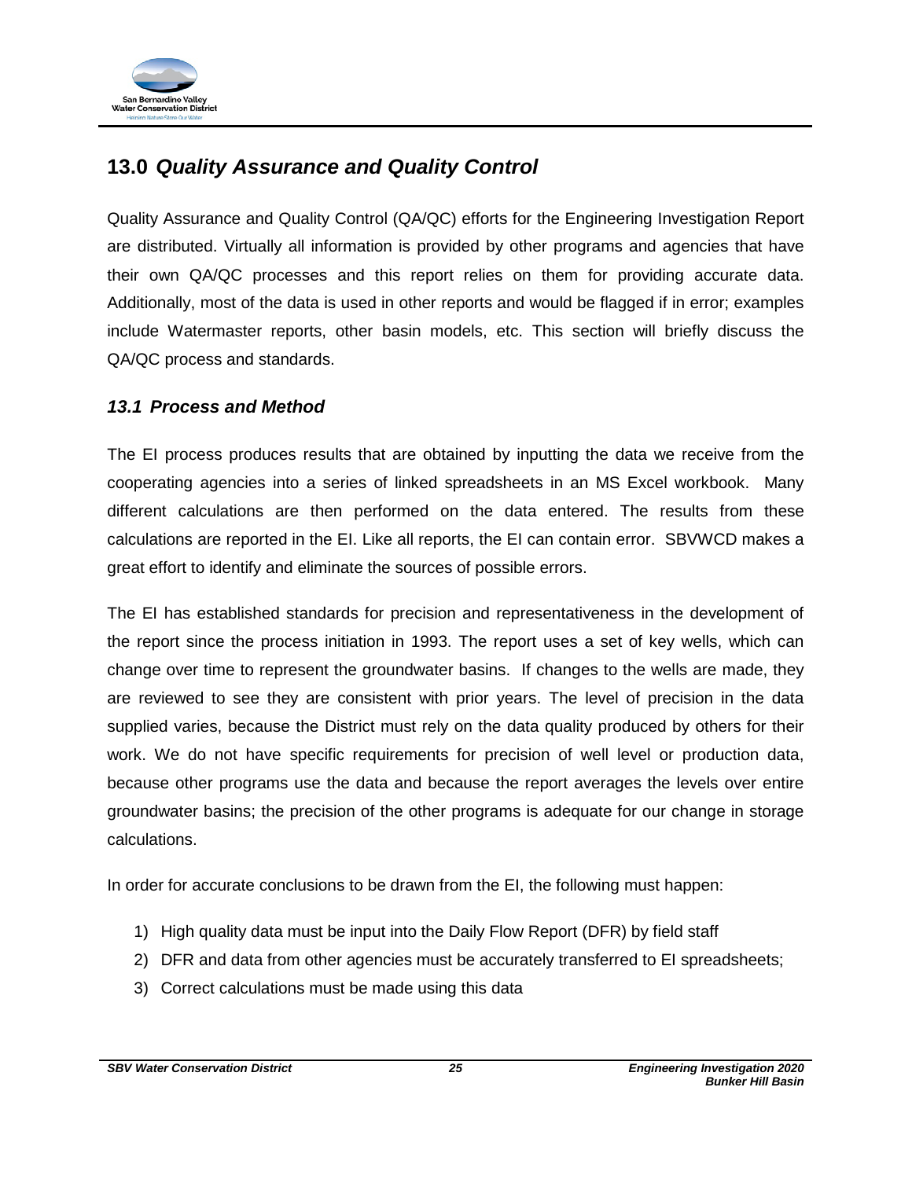## 13.0 *Quality Assurance and Quality Control*

Quality Assurance and Quality Control (QA/QC) efforts for the Engineering Investigation Report are distributed. Virtually all information is provided by other programs and agencies that have their own QA/QC processes and this report relies on them for providing accurate data. Additionally, most of the data is used in other reports and would be flagged if in error; examples include Watermaster reports, other basin models, etc. This section will briefly discuss the QA/QC process and standards.

### *13.1 Process and Method*

The EI process produces results that are obtained by inputting the data we receive from the cooperating agencies into a series of linked spreadsheets in an MS Excel workbook. Many different calculations are then performed on the data entered. The results from these calculations are reported in the EI. Like all reports, the EI can contain error. SBVWCD makes a great effort to identify and eliminate the sources of possible errors.

The EI has established standards for precision and representativeness in the development of the report since the process initiation in 1993. The report uses a set of key wells, which can change over time to represent the groundwater basins. If changes to the wells are made, they are reviewed to see they are consistent with prior years. The level of precision in the data supplied varies, because the District must rely on the data quality produced by others for their work. We do not have specific requirements for precision of well level or production data, because other programs use the data and because the report averages the levels over entire groundwater basins; the precision of the other programs is adequate for our change in storage calculations.

In order for accurate conclusions to be drawn from the EI, the following must happen:

1) High quality data must be input into the Daily Flow Report (DFR) by field staff
2) DFR and data from other agencies must be accurately transferred to EI spreadsheets;
3) Correct calculations must be made using this data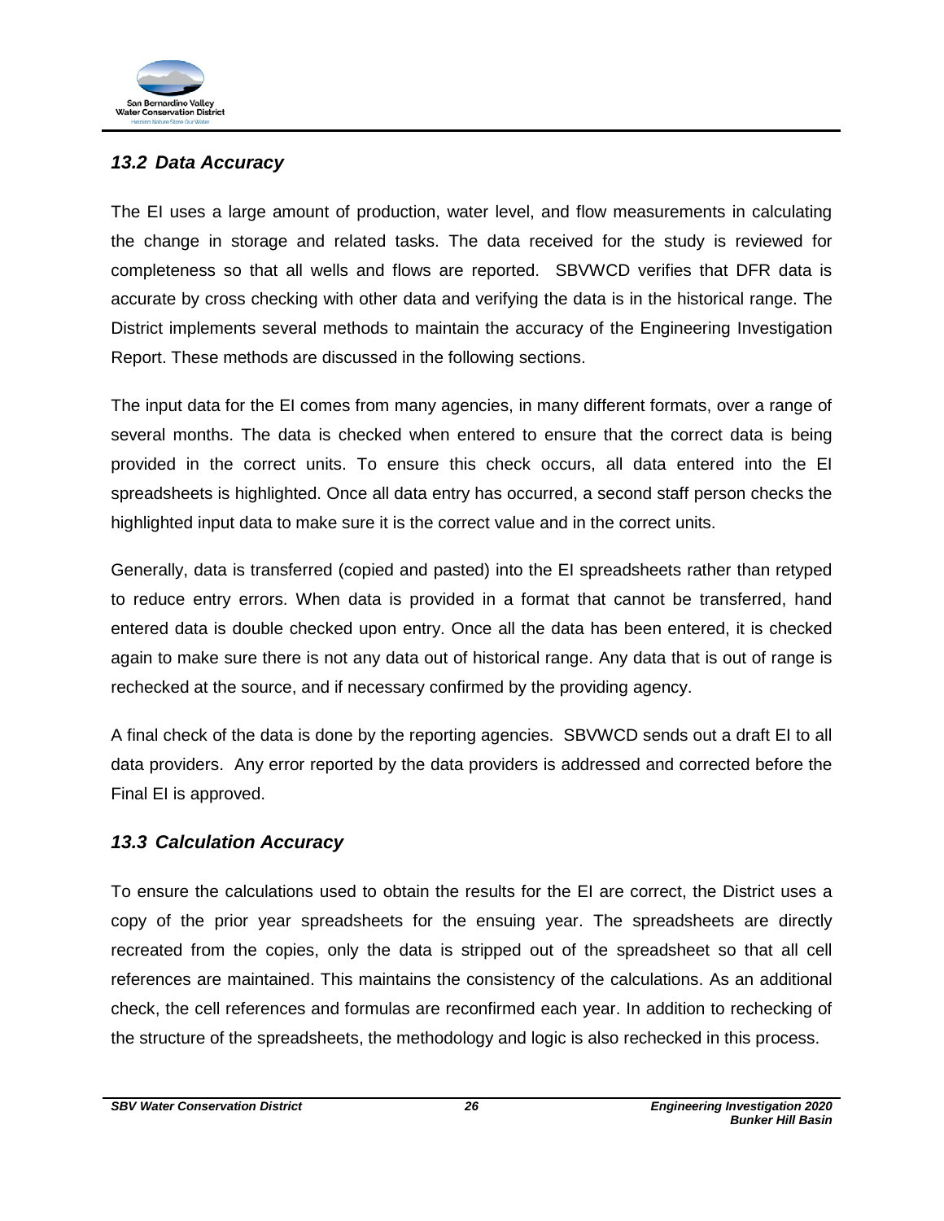### *13.2 Data Accuracy*

The EI uses a large amount of production, water level, and flow measurements in calculating the change in storage and related tasks. The data received for the study is reviewed for completeness so that all wells and flows are reported. SBVWCD verifies that DFR data is accurate by cross checking with other data and verifying the data is in the historical range. The District implements several methods to maintain the accuracy of the Engineering Investigation Report. These methods are discussed in the following sections.

The input data for the EI comes from many agencies, in many different formats, over a range of several months. The data is checked when entered to ensure that the correct data is being provided in the correct units. To ensure this check occurs, all data entered into the EI spreadsheets is highlighted. Once all data entry has occurred, a second staff person checks the highlighted input data to make sure it is the correct value and in the correct units.

Generally, data is transferred (copied and pasted) into the EI spreadsheets rather than retyped to reduce entry errors. When data is provided in a format that cannot be transferred, hand entered data is double checked upon entry. Once all the data has been entered, it is checked again to make sure there is not any data out of historical range. Any data that is out of range is rechecked at the source, and if necessary confirmed by the providing agency.

A final check of the data is done by the reporting agencies. SBVWCD sends out a draft EI to all data providers. Any error reported by the data providers is addressed and corrected before the Final EI is approved.

### *13.3 Calculation Accuracy*

To ensure the calculations used to obtain the results for the EI are correct, the District uses a copy of the prior year spreadsheets for the ensuing year. The spreadsheets are directly recreated from the copies, only the data is stripped out of the spreadsheet so that all cell references are maintained. This maintains the consistency of the calculations. As an additional check, the cell references and formulas are reconfirmed each year. In addition to rechecking of the structure of the spreadsheets, the methodology and logic is also rechecked in this process.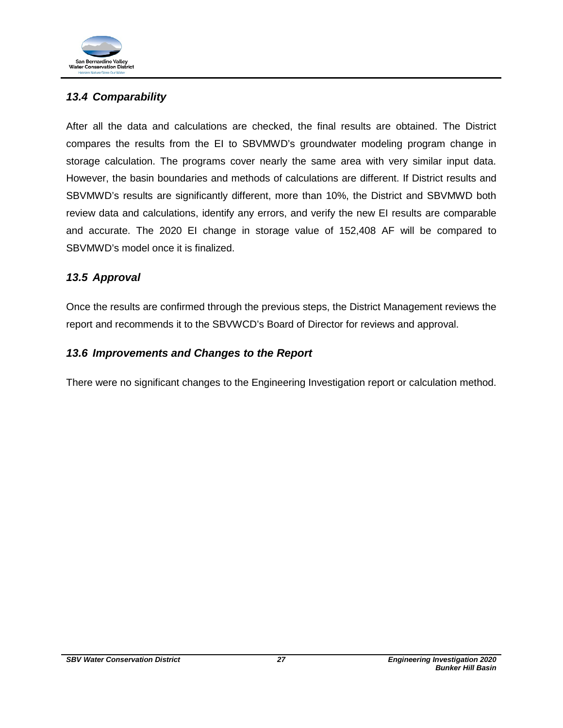### *13.4 Comparability*

After all the data and calculations are checked, the final results are obtained. The District compares the results from the EI to SBVMWD's groundwater modeling program change in storage calculation. The programs cover nearly the same area with very similar input data. However, the basin boundaries and methods of calculations are different. If District results and SBVMWD's results are significantly different, more than 10%, the District and SBVMWD both review data and calculations, identify any errors, and verify the new EI results are comparable and accurate. The 2020 EI change in storage value of 152,408 AF will be compared to SBVMWD's model once it is finalized.

### *13.5 Approval*

Once the results are confirmed through the previous steps, the District Management reviews the report and recommends it to the SBVWCD's Board of Director for reviews and approval.

### *13.6 Improvements and Changes to the Report*

There were no significant changes to the Engineering Investigation report or calculation method.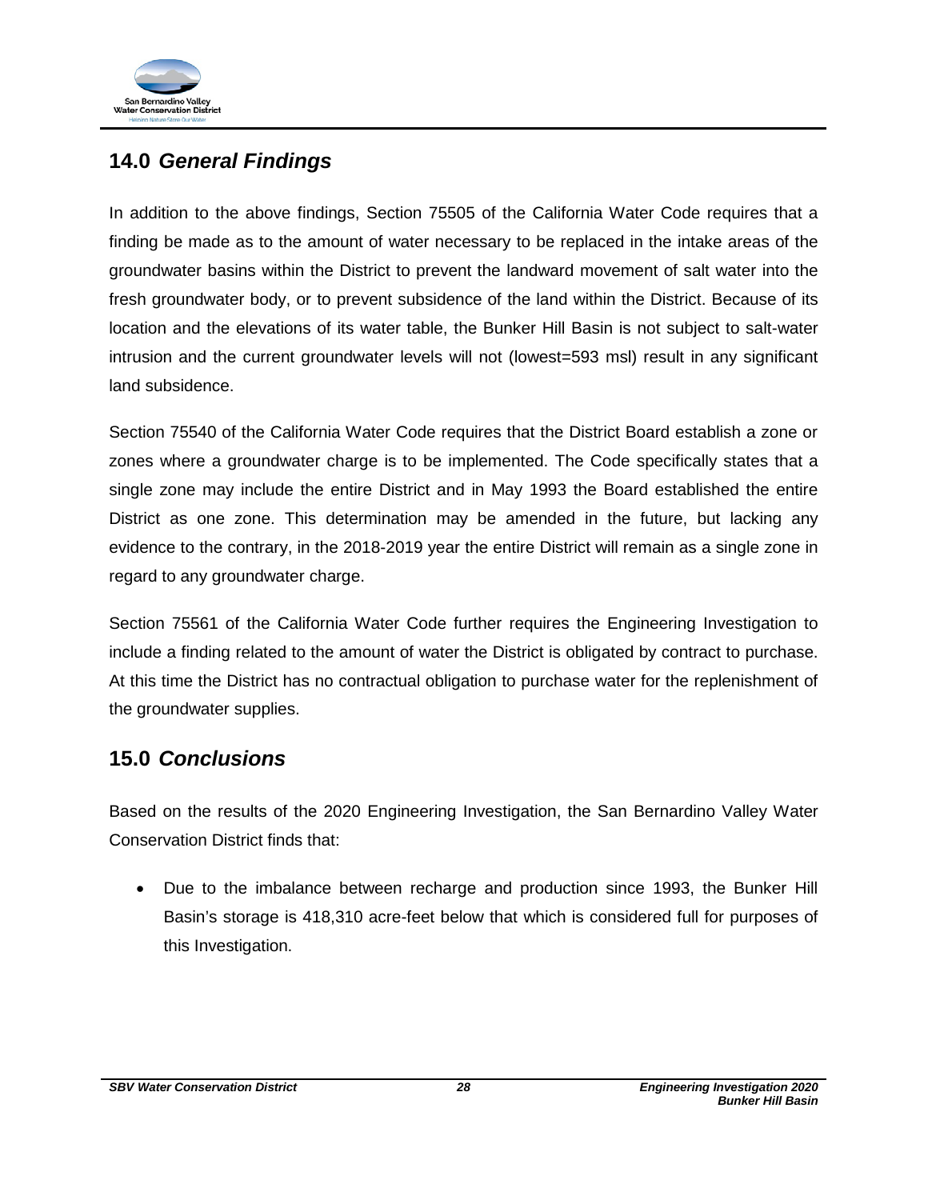## 14.0 *General Findings*

In addition to the above findings, Section 75505 of the California Water Code requires that a finding be made as to the amount of water necessary to be replaced in the intake areas of the groundwater basins within the District to prevent the landward movement of salt water into the fresh groundwater body, or to prevent subsidence of the land within the District. Because of its location and the elevations of its water table, the Bunker Hill Basin is not subject to salt-water intrusion and the current groundwater levels will not (lowest=593 msl) result in any significant land subsidence.

Section 75540 of the California Water Code requires that the District Board establish a zone or zones where a groundwater charge is to be implemented. The Code specifically states that a single zone may include the entire District and in May 1993 the Board established the entire District as one zone. This determination may be amended in the future, but lacking any evidence to the contrary, in the 2018-2019 year the entire District will remain as a single zone in regard to any groundwater charge.

Section 75561 of the California Water Code further requires the Engineering Investigation to include a finding related to the amount of water the District is obligated by contract to purchase. At this time the District has no contractual obligation to purchase water for the replenishment of the groundwater supplies.

## 15.0 *Conclusions*

Based on the results of the 2020 Engineering Investigation, the San Bernardino Valley Water Conservation District finds that:

- Due to the imbalance between recharge and production since 1993, the Bunker Hill Basin's storage is 418,310 acre-feet below that which is considered full for purposes of this Investigation.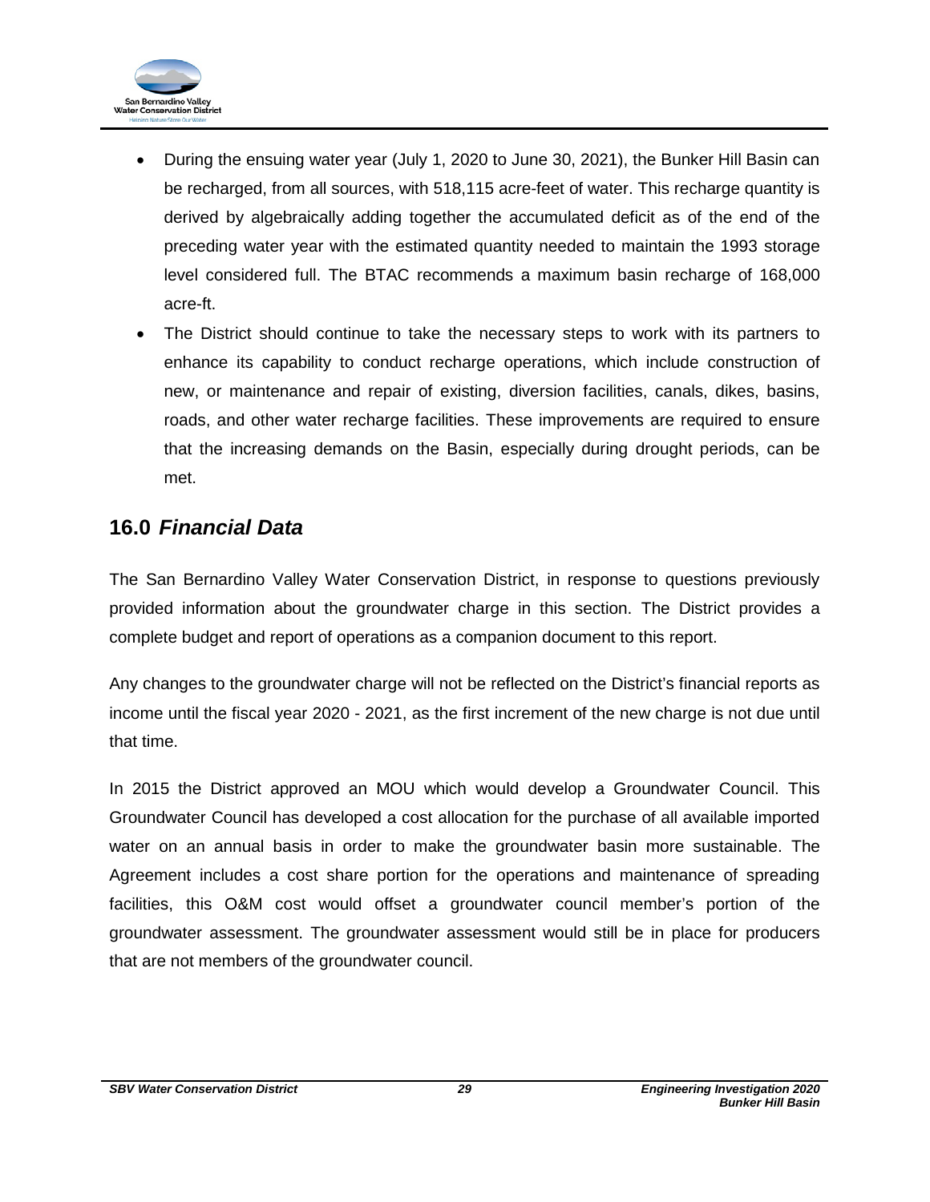- During the ensuing water year (July 1, 2020 to June 30, 2021), the Bunker Hill Basin can be recharged, from all sources, with 518,115 acre-feet of water. This recharge quantity is derived by algebraically adding together the accumulated deficit as of the end of the preceding water year with the estimated quantity needed to maintain the 1993 storage level considered full. The BTAC recommends a maximum basin recharge of 168,000 acre-ft.
- The District should continue to take the necessary steps to work with its partners to enhance its capability to conduct recharge operations, which include construction of new, or maintenance and repair of existing, diversion facilities, canals, dikes, basins, roads, and other water recharge facilities. These improvements are required to ensure that the increasing demands on the Basin, especially during drought periods, can be met.

## 16.0 *Financial Data*

The San Bernardino Valley Water Conservation District, in response to questions previously provided information about the groundwater charge in this section. The District provides a complete budget and report of operations as a companion document to this report.

Any changes to the groundwater charge will not be reflected on the District's financial reports as income until the fiscal year 2020 - 2021, as the first increment of the new charge is not due until that time.

In 2015 the District approved an MOU which would develop a Groundwater Council. This Groundwater Council has developed a cost allocation for the purchase of all available imported water on an annual basis in order to make the groundwater basin more sustainable. The Agreement includes a cost share portion for the operations and maintenance of spreading facilities, this O&M cost would offset a groundwater council member's portion of the groundwater assessment. The groundwater assessment would still be in place for producers that are not members of the groundwater council.